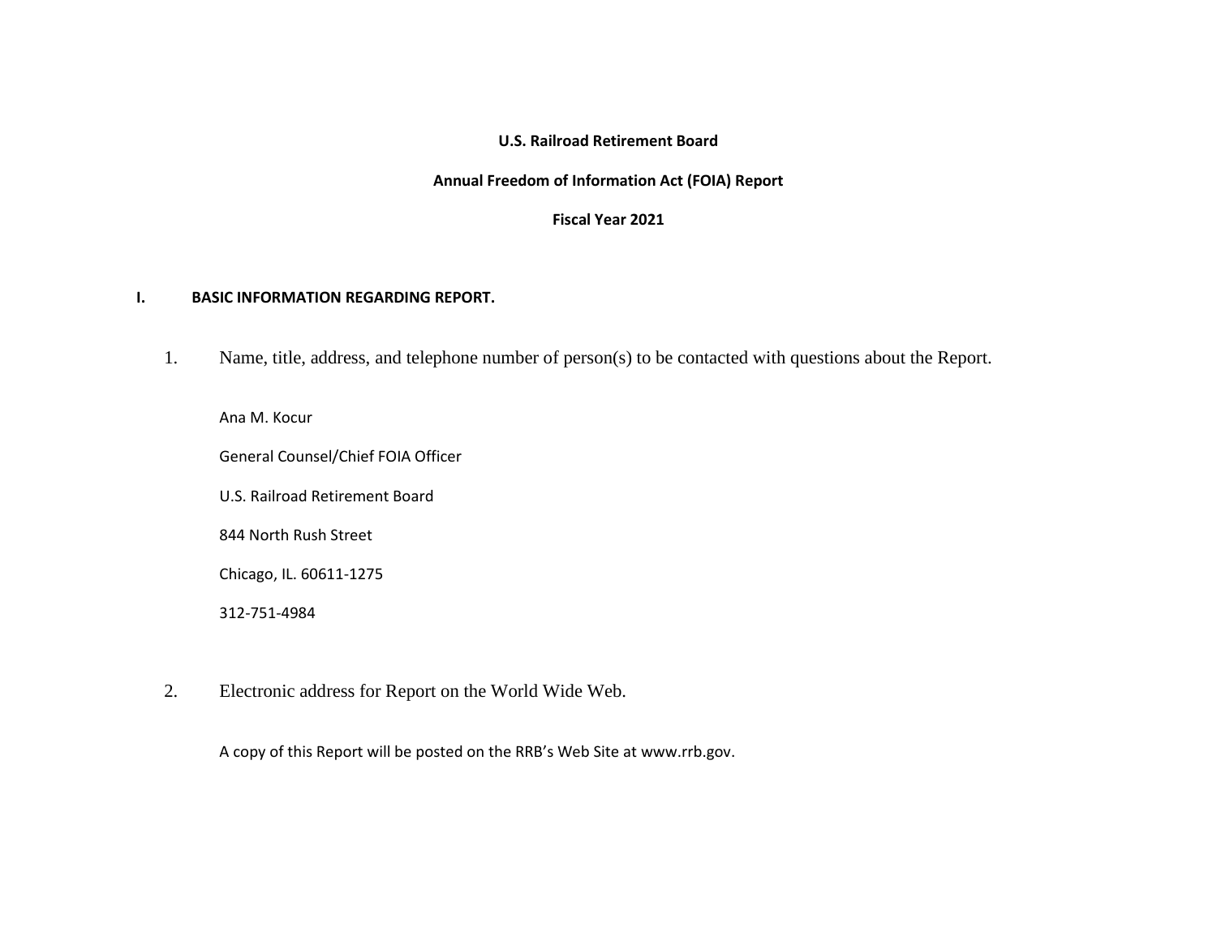**U.S. Railroad Retirement Board**

**Annual Freedom of Information Act (FOIA) Report**

**Fiscal Year 2021**

## I. BASIC INFORMATION REGARDING REPORT.

1. Name, title, address, and telephone number of person(s) to be contacted with questions about the Report.

   Ana M. Kocur

   General Counsel/Chief FOIA Officer

   U.S. Railroad Retirement Board

   844 North Rush Street

   Chicago, IL. 60611-1275

   312-751-4984

2. Electronic address for Report on the World Wide Web.

   A copy of this Report will be posted on the RRB's Web Site at www.rrb.gov.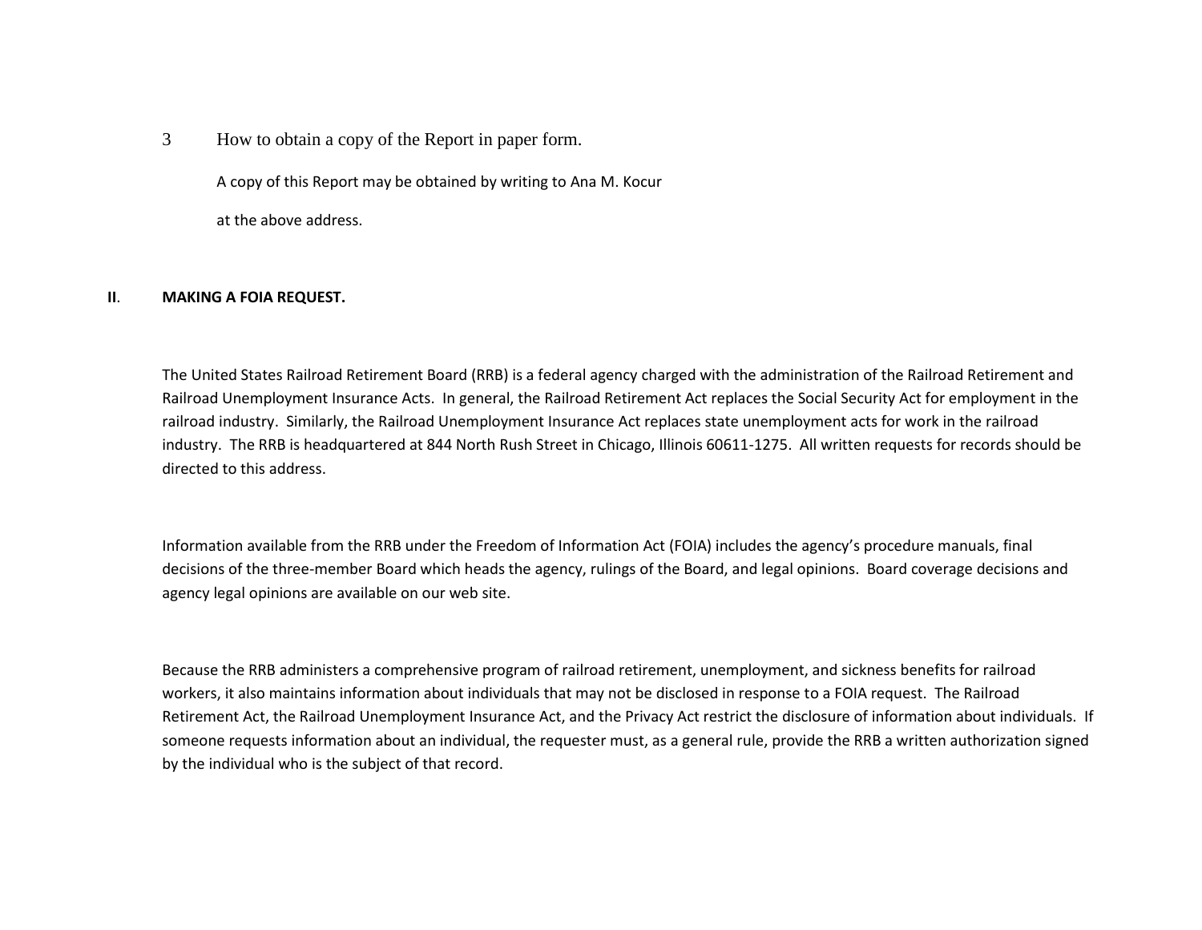3 How to obtain a copy of the Report in paper form.

A copy of this Report may be obtained by writing to Ana M. Kocur

at the above address.

## II. MAKING A FOIA REQUEST.

The United States Railroad Retirement Board (RRB) is a federal agency charged with the administration of the Railroad Retirement and Railroad Unemployment Insurance Acts. In general, the Railroad Retirement Act replaces the Social Security Act for employment in the railroad industry. Similarly, the Railroad Unemployment Insurance Act replaces state unemployment acts for work in the railroad industry. The RRB is headquartered at 844 North Rush Street in Chicago, Illinois 60611-1275. All written requests for records should be directed to this address.

Information available from the RRB under the Freedom of Information Act (FOIA) includes the agency's procedure manuals, final decisions of the three-member Board which heads the agency, rulings of the Board, and legal opinions. Board coverage decisions and agency legal opinions are available on our web site.

Because the RRB administers a comprehensive program of railroad retirement, unemployment, and sickness benefits for railroad workers, it also maintains information about individuals that may not be disclosed in response to a FOIA request. The Railroad Retirement Act, the Railroad Unemployment Insurance Act, and the Privacy Act restrict the disclosure of information about individuals. If someone requests information about an individual, the requester must, as a general rule, provide the RRB a written authorization signed by the individual who is the subject of that record.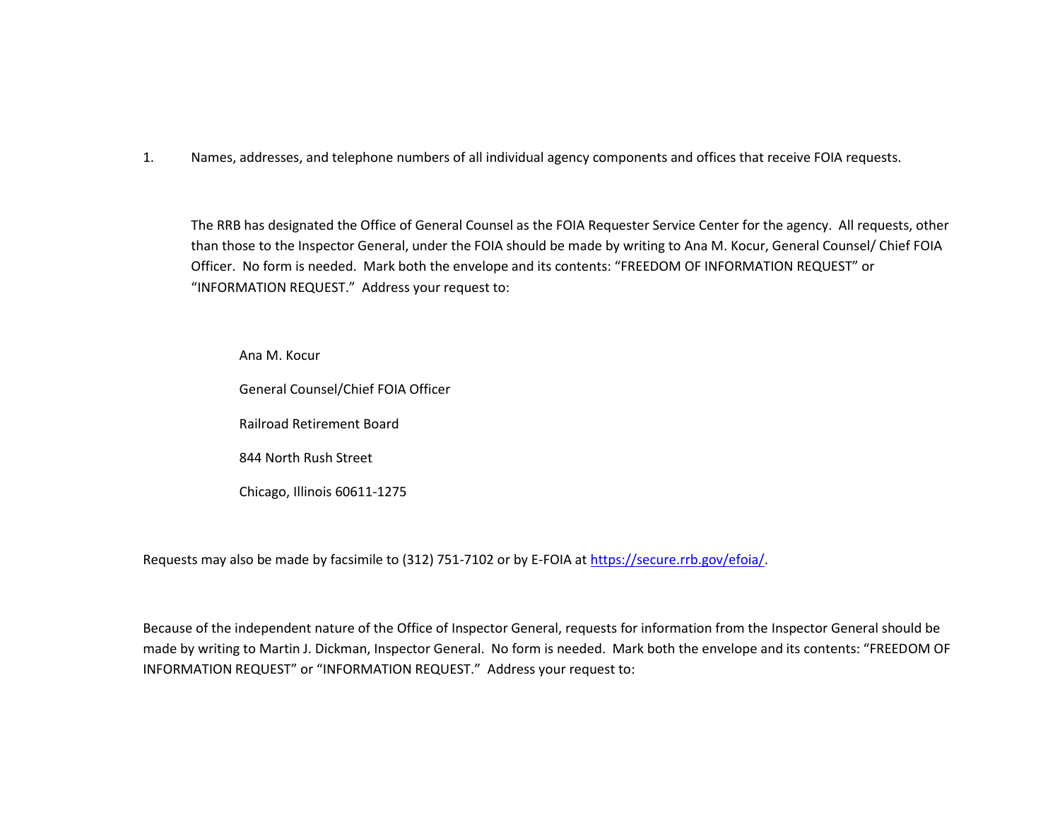1. Names, addresses, and telephone numbers of all individual agency components and offices that receive FOIA requests.

The RRB has designated the Office of General Counsel as the FOIA Requester Service Center for the agency. All requests, other than those to the Inspector General, under the FOIA should be made by writing to Ana M. Kocur, General Counsel/ Chief FOIA Officer. No form is needed. Mark both the envelope and its contents: "FREEDOM OF INFORMATION REQUEST" or "INFORMATION REQUEST." Address your request to:

Ana M. Kocur

General Counsel/Chief FOIA Officer

Railroad Retirement Board

844 North Rush Street

Chicago, Illinois 60611-1275

Requests may also be made by facsimile to (312) 751-7102 or by E-FOIA at https://secure.rrb.gov/efoia/.

Because of the independent nature of the Office of Inspector General, requests for information from the Inspector General should be made by writing to Martin J. Dickman, Inspector General. No form is needed. Mark both the envelope and its contents: "FREEDOM OF INFORMATION REQUEST" or "INFORMATION REQUEST." Address your request to: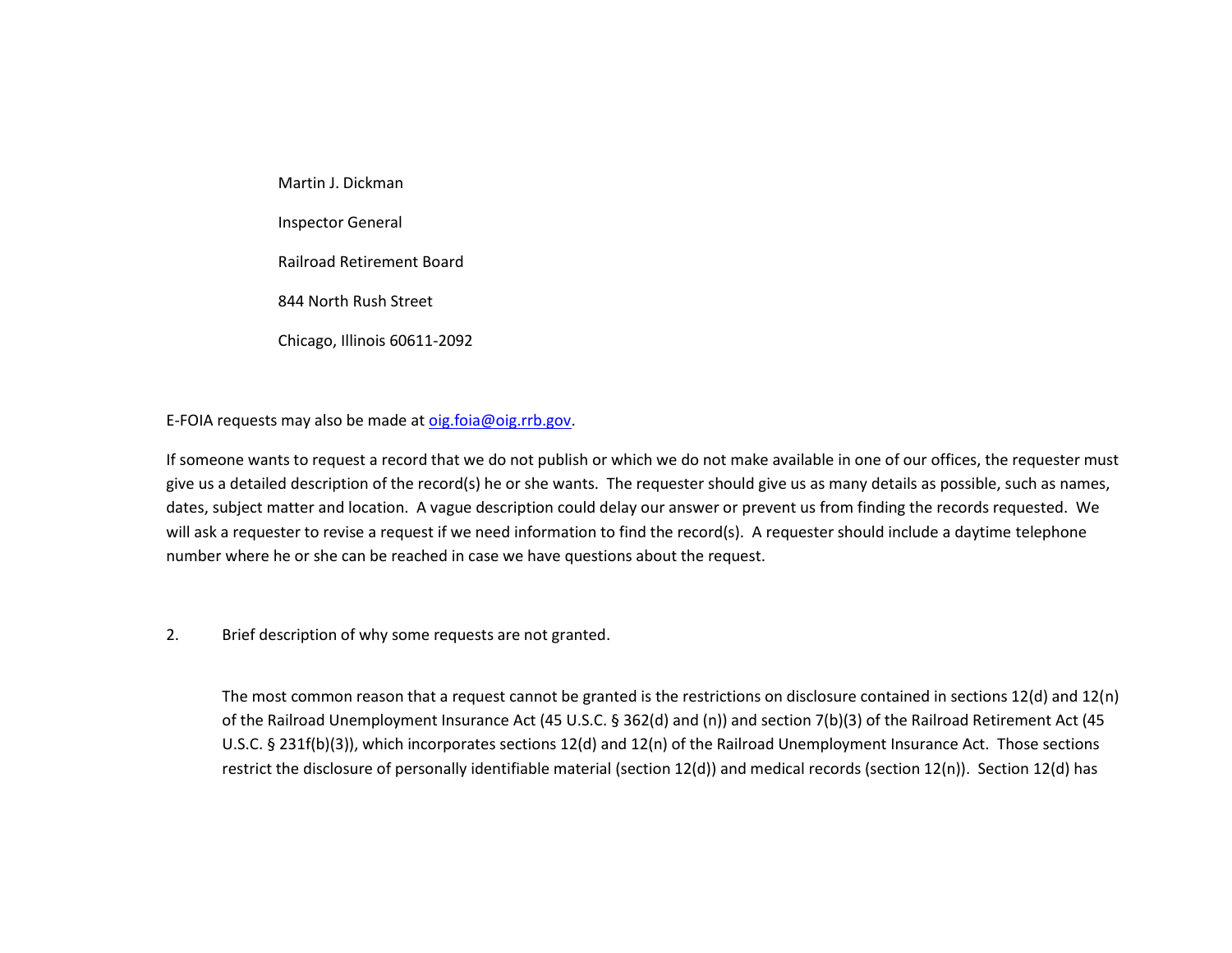Martin J. Dickman

Inspector General

Railroad Retirement Board

844 North Rush Street

Chicago, Illinois 60611-2092

E-FOIA requests may also be made at oig.foia@oig.rrb.gov.

If someone wants to request a record that we do not publish or which we do not make available in one of our offices, the requester must give us a detailed description of the record(s) he or she wants. The requester should give us as many details as possible, such as names, dates, subject matter and location. A vague description could delay our answer or prevent us from finding the records requested. We will ask a requester to revise a request if we need information to find the record(s). A requester should include a daytime telephone number where he or she can be reached in case we have questions about the request.

2. Brief description of why some requests are not granted.

The most common reason that a request cannot be granted is the restrictions on disclosure contained in sections 12(d) and 12(n) of the Railroad Unemployment Insurance Act (45 U.S.C. § 362(d) and (n)) and section 7(b)(3) of the Railroad Retirement Act (45 U.S.C. § 231f(b)(3)), which incorporates sections 12(d) and 12(n) of the Railroad Unemployment Insurance Act. Those sections restrict the disclosure of personally identifiable material (section 12(d)) and medical records (section 12(n)). Section 12(d) has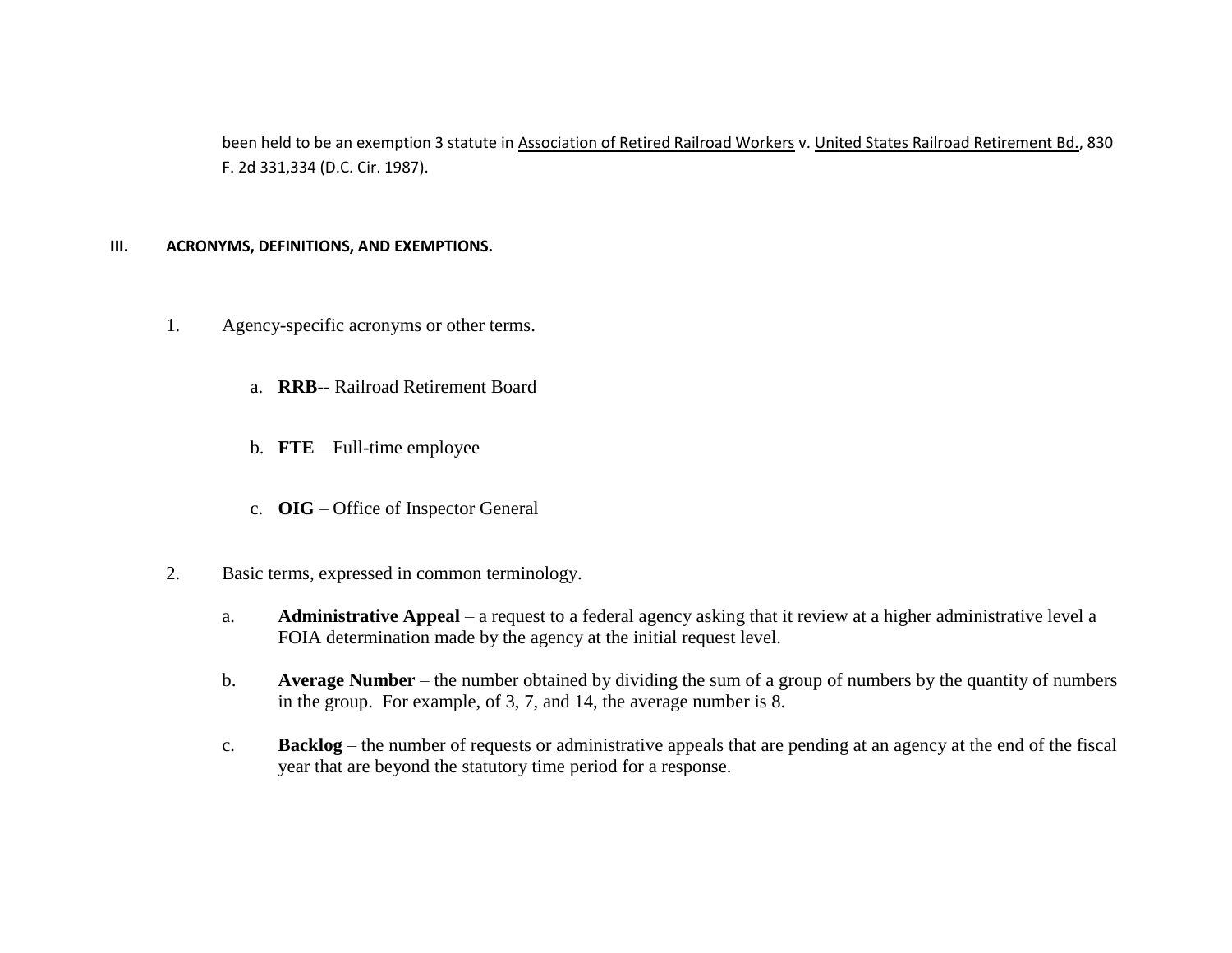been held to be an exemption 3 statute in Association of Retired Railroad Workers v. United States Railroad Retirement Bd., 830 F. 2d 331,334 (D.C. Cir. 1987).

## III. ACRONYMS, DEFINITIONS, AND EXEMPTIONS.

1. Agency-specific acronyms or other terms.

   a. **RRB**-- Railroad Retirement Board

   b. **FTE**—Full-time employee

   c. **OIG** – Office of Inspector General

2. Basic terms, expressed in common terminology.

   a. **Administrative Appeal** – a request to a federal agency asking that it review at a higher administrative level a FOIA determination made by the agency at the initial request level.

   b. **Average Number** – the number obtained by dividing the sum of a group of numbers by the quantity of numbers in the group. For example, of 3, 7, and 14, the average number is 8.

   c. **Backlog** – the number of requests or administrative appeals that are pending at an agency at the end of the fiscal year that are beyond the statutory time period for a response.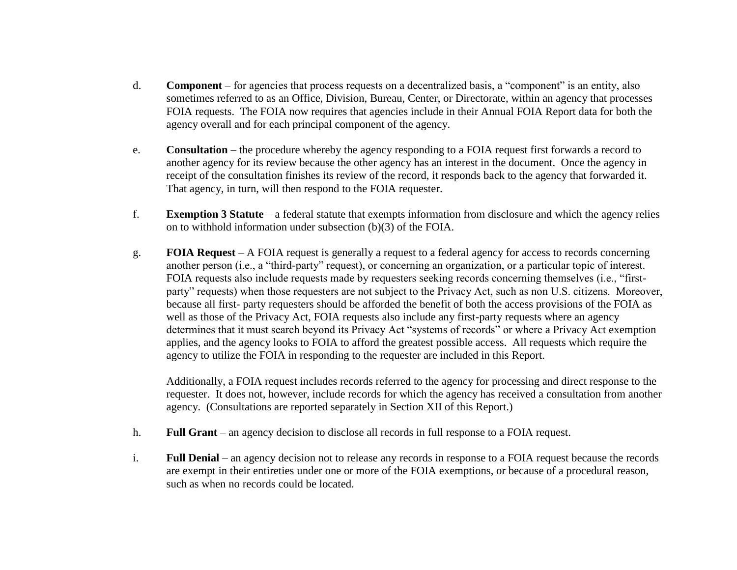d. **Component** – for agencies that process requests on a decentralized basis, a "component" is an entity, also sometimes referred to as an Office, Division, Bureau, Center, or Directorate, within an agency that processes FOIA requests. The FOIA now requires that agencies include in their Annual FOIA Report data for both the agency overall and for each principal component of the agency.

e. **Consultation** – the procedure whereby the agency responding to a FOIA request first forwards a record to another agency for its review because the other agency has an interest in the document. Once the agency in receipt of the consultation finishes its review of the record, it responds back to the agency that forwarded it. That agency, in turn, will then respond to the FOIA requester.

f. **Exemption 3 Statute** – a federal statute that exempts information from disclosure and which the agency relies on to withhold information under subsection (b)(3) of the FOIA.

g. **FOIA Request** – A FOIA request is generally a request to a federal agency for access to records concerning another person (i.e., a "third-party" request), or concerning an organization, or a particular topic of interest. FOIA requests also include requests made by requesters seeking records concerning themselves (i.e., "first-party" requests) when those requesters are not subject to the Privacy Act, such as non U.S. citizens. Moreover, because all first- party requesters should be afforded the benefit of both the access provisions of the FOIA as well as those of the Privacy Act, FOIA requests also include any first-party requests where an agency determines that it must search beyond its Privacy Act "systems of records" or where a Privacy Act exemption applies, and the agency looks to FOIA to afford the greatest possible access. All requests which require the agency to utilize the FOIA in responding to the requester are included in this Report.

   Additionally, a FOIA request includes records referred to the agency for processing and direct response to the requester. It does not, however, include records for which the agency has received a consultation from another agency. (Consultations are reported separately in Section XII of this Report.)

h. **Full Grant** – an agency decision to disclose all records in full response to a FOIA request.

i. **Full Denial** – an agency decision not to release any records in response to a FOIA request because the records are exempt in their entireties under one or more of the FOIA exemptions, or because of a procedural reason, such as when no records could be located.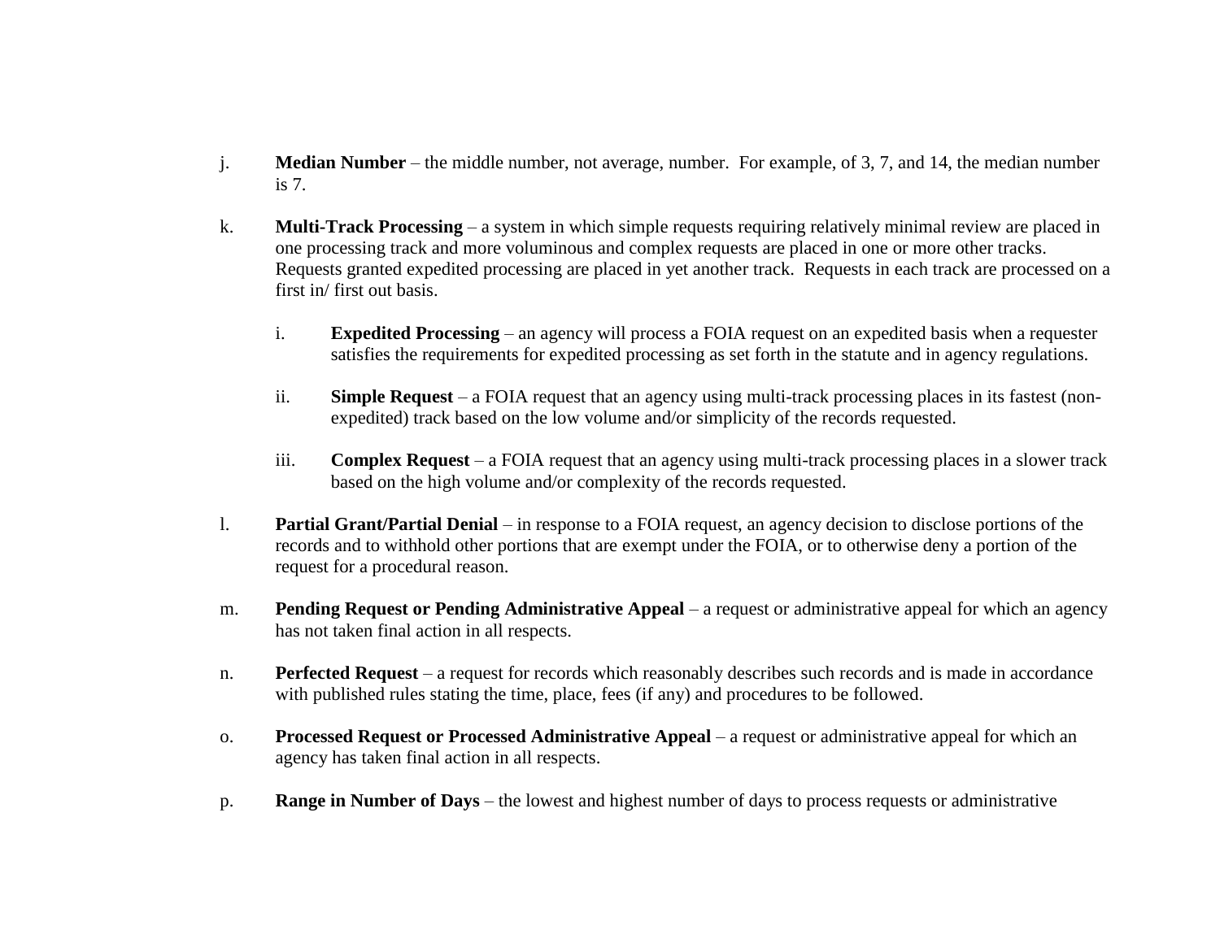j. **Median Number** – the middle number, not average, number. For example, of 3, 7, and 14, the median number is 7.

k. **Multi-Track Processing** – a system in which simple requests requiring relatively minimal review are placed in one processing track and more voluminous and complex requests are placed in one or more other tracks. Requests granted expedited processing are placed in yet another track. Requests in each track are processed on a first in/ first out basis.

   i. **Expedited Processing** – an agency will process a FOIA request on an expedited basis when a requester satisfies the requirements for expedited processing as set forth in the statute and in agency regulations.

   ii. **Simple Request** – a FOIA request that an agency using multi-track processing places in its fastest (non-expedited) track based on the low volume and/or simplicity of the records requested.

   iii. **Complex Request** – a FOIA request that an agency using multi-track processing places in a slower track based on the high volume and/or complexity of the records requested.

l. **Partial Grant/Partial Denial** – in response to a FOIA request, an agency decision to disclose portions of the records and to withhold other portions that are exempt under the FOIA, or to otherwise deny a portion of the request for a procedural reason.

m. **Pending Request or Pending Administrative Appeal** – a request or administrative appeal for which an agency has not taken final action in all respects.

n. **Perfected Request** – a request for records which reasonably describes such records and is made in accordance with published rules stating the time, place, fees (if any) and procedures to be followed.

o. **Processed Request or Processed Administrative Appeal** – a request or administrative appeal for which an agency has taken final action in all respects.

p. **Range in Number of Days** – the lowest and highest number of days to process requests or administrative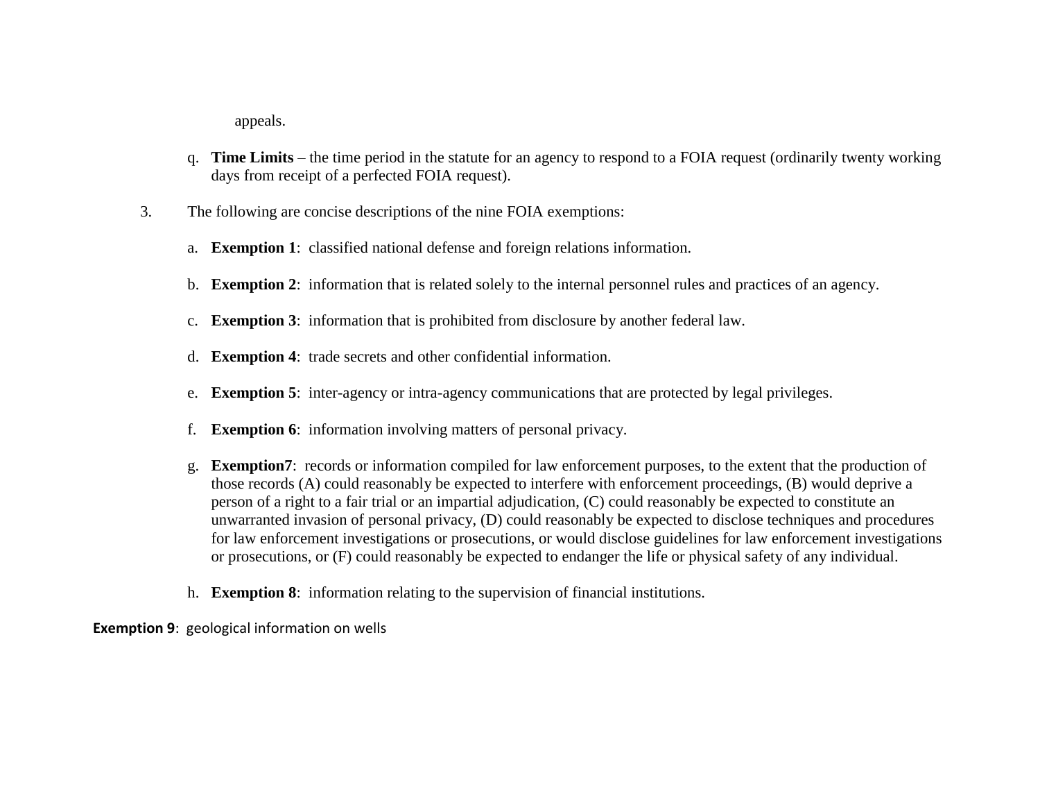appeals.

q. **Time Limits** – the time period in the statute for an agency to respond to a FOIA request (ordinarily twenty working days from receipt of a perfected FOIA request).

3. The following are concise descriptions of the nine FOIA exemptions:

   a. **Exemption 1**: classified national defense and foreign relations information.

   b. **Exemption 2**: information that is related solely to the internal personnel rules and practices of an agency.

   c. **Exemption 3**: information that is prohibited from disclosure by another federal law.

   d. **Exemption 4**: trade secrets and other confidential information.

   e. **Exemption 5**: inter-agency or intra-agency communications that are protected by legal privileges.

   f. **Exemption 6**: information involving matters of personal privacy.

   g. **Exemption7**: records or information compiled for law enforcement purposes, to the extent that the production of those records (A) could reasonably be expected to interfere with enforcement proceedings, (B) would deprive a person of a right to a fair trial or an impartial adjudication, (C) could reasonably be expected to constitute an unwarranted invasion of personal privacy, (D) could reasonably be expected to disclose techniques and procedures for law enforcement investigations or prosecutions, or would disclose guidelines for law enforcement investigations or prosecutions, or (F) could reasonably be expected to endanger the life or physical safety of any individual.

   h. **Exemption 8**: information relating to the supervision of financial institutions.

**Exemption 9**: geological information on wells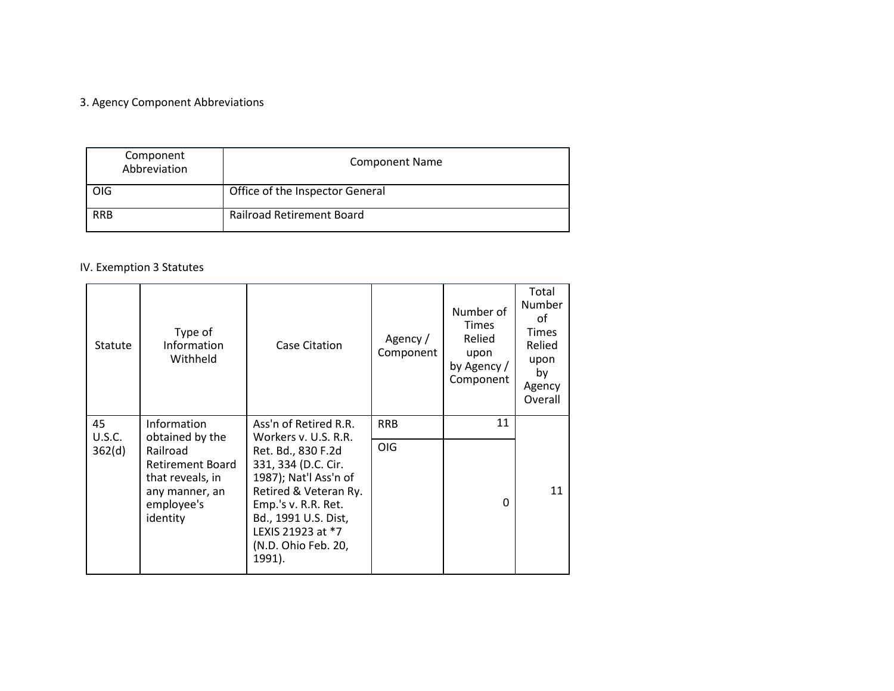3. Agency Component Abbreviations

| Component Abbreviation | Component Name |
| --- | --- |
| OIG | Office of the Inspector General |
| RRB | Railroad Retirement Board |

IV. Exemption 3 Statutes

| Statute | Type of Information Withheld | Case Citation | Agency / Component | Number of Times Relied upon by Agency / Component | Total Number of Times Relied upon by Agency Overall |
| --- | --- | --- | --- | --- | --- |
| 45 U.S.C. 362(d) | Information obtained by the Railroad Retirement Board that reveals, in any manner, an employee's identity | Ass'n of Retired R.R. Workers v. U.S. R.R. Ret. Bd., 830 F.2d 331, 334 (D.C. Cir. 1987); Nat'l Ass'n of Retired & Veteran Ry. Emp.'s v. R.R. Ret. Bd., 1991 U.S. Dist, LEXIS 21923 at *7 (N.D. Ohio Feb. 20, 1991). | RRB | 11 | 11 |
| | | | OIG | 0 | |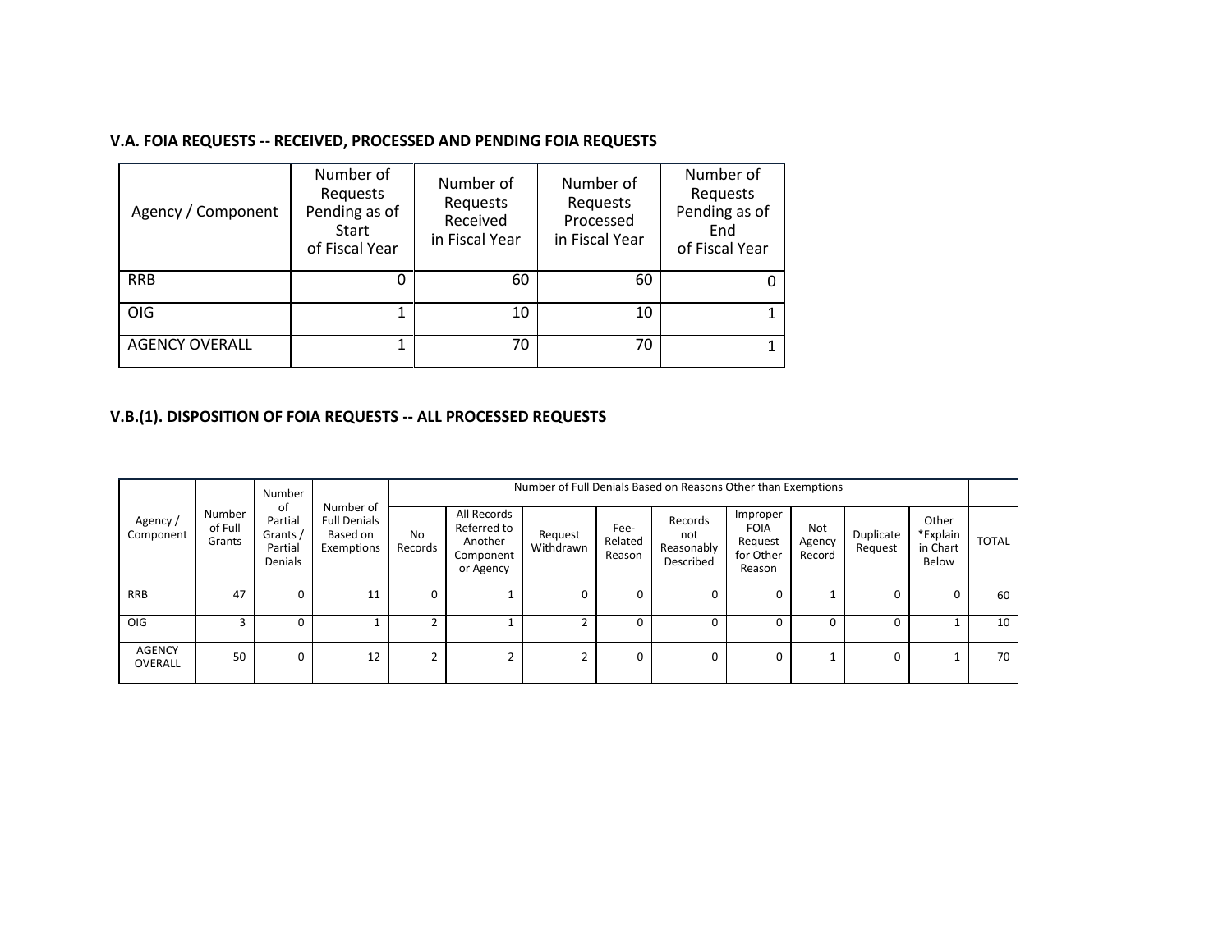### V.A. FOIA REQUESTS -- RECEIVED, PROCESSED AND PENDING FOIA REQUESTS

| Agency / Component | Number of Requests Pending as of Start of Fiscal Year | Number of Requests Received in Fiscal Year | Number of Requests Processed in Fiscal Year | Number of Requests Pending as of End of Fiscal Year |
|---|---|---|---|---|
| RRB | 0 | 60 | 60 | 0 |
| OIG | 1 | 10 | 10 | 1 |
| AGENCY OVERALL | 1 | 70 | 70 | 1 |

### V.B.(1). DISPOSITION OF FOIA REQUESTS -- ALL PROCESSED REQUESTS

| Agency / Component | Number of Full Grants | Number of Partial Grants / Partial Denials | Number of Full Denials Based on Exemptions | Number of Full Denials Based on Reasons Other than Exemptions | | | | | | | | | |
|---|---|---|---|---|---|---|---|---|---|---|---|---|---|
| | | | | No Records | All Records Referred to Another Component or Agency | Request Withdrawn | Fee-Related Reason | Records not Reasonably Described | Improper FOIA Request for Other Reason | Not Agency Record | Duplicate Request | Other *Explain in Chart Below | TOTAL |
| RRB | 47 | 0 | 11 | 0 | 1 | 0 | 0 | 0 | 0 | 1 | 0 | 0 | 60 |
| OIG | 3 | 0 | 1 | 2 | 1 | 2 | 0 | 0 | 0 | 0 | 0 | 1 | 10 |
| AGENCY OVERALL | 50 | 0 | 12 | 2 | 2 | 2 | 0 | 0 | 0 | 1 | 0 | 1 | 70 |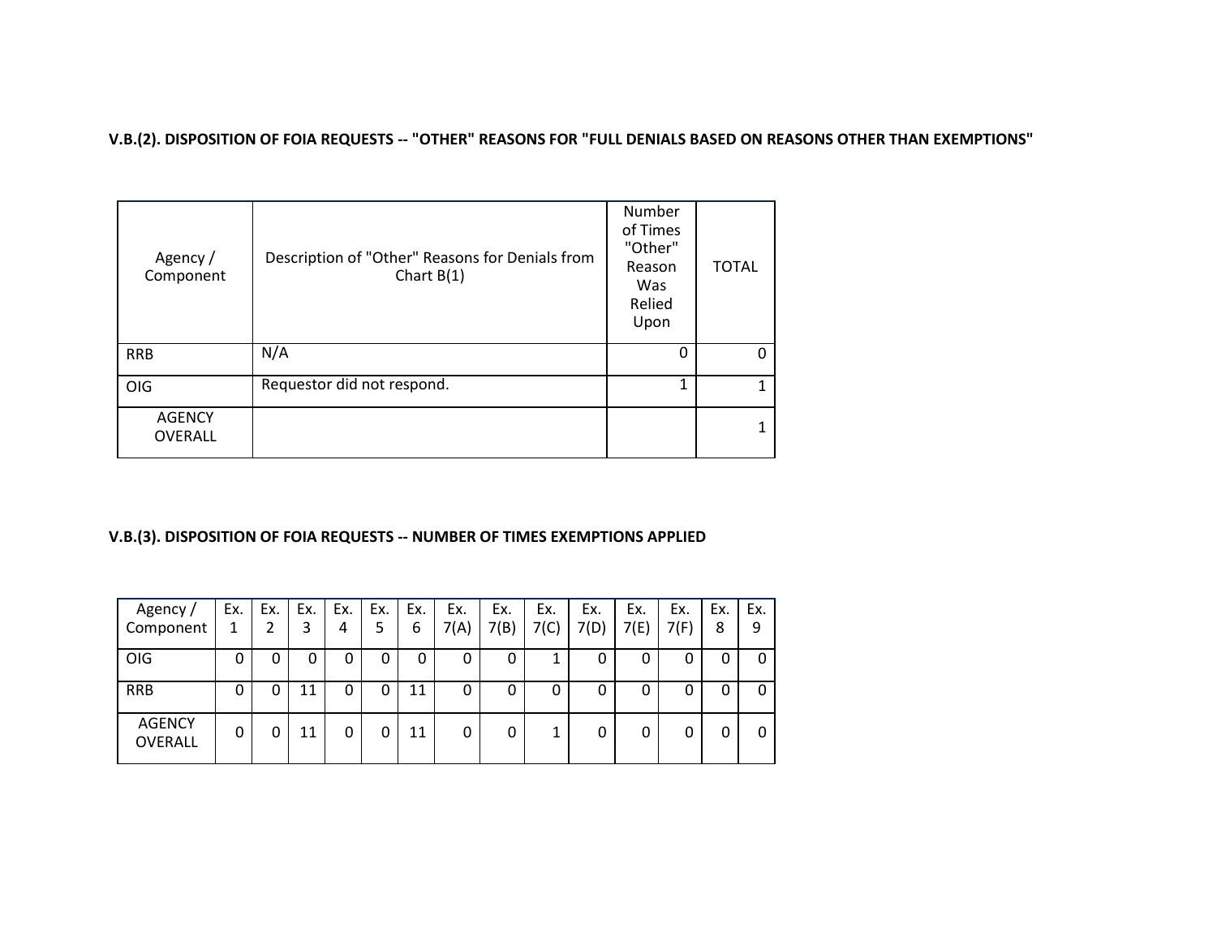### V.B.(2). DISPOSITION OF FOIA REQUESTS -- "OTHER" REASONS FOR "FULL DENIALS BASED ON REASONS OTHER THAN EXEMPTIONS"

| Agency / Component | Description of "Other" Reasons for Denials from Chart B(1) | Number of Times "Other" Reason Was Relied Upon | TOTAL |
|---|---|---|---|
| RRB | N/A | 0 | 0 |
| OIG | Requestor did not respond. | 1 | 1 |
| AGENCY OVERALL | | | 1 |

### V.B.(3). DISPOSITION OF FOIA REQUESTS -- NUMBER OF TIMES EXEMPTIONS APPLIED

| Agency / Component | Ex. 1 | Ex. 2 | Ex. 3 | Ex. 4 | Ex. 5 | Ex. 6 | Ex. 7(A) | Ex. 7(B) | Ex. 7(C) | Ex. 7(D) | Ex. 7(E) | Ex. 7(F) | Ex. 8 | Ex. 9 |
|---|---|---|---|---|---|---|---|---|---|---|---|---|---|---|
| OIG | 0 | 0 | 0 | 0 | 0 | 0 | 0 | 0 | 1 | 0 | 0 | 0 | 0 | 0 |
| RRB | 0 | 0 | 11 | 0 | 0 | 11 | 0 | 0 | 0 | 0 | 0 | 0 | 0 | 0 |
| AGENCY OVERALL | 0 | 0 | 11 | 0 | 0 | 11 | 0 | 0 | 1 | 0 | 0 | 0 | 0 | 0 |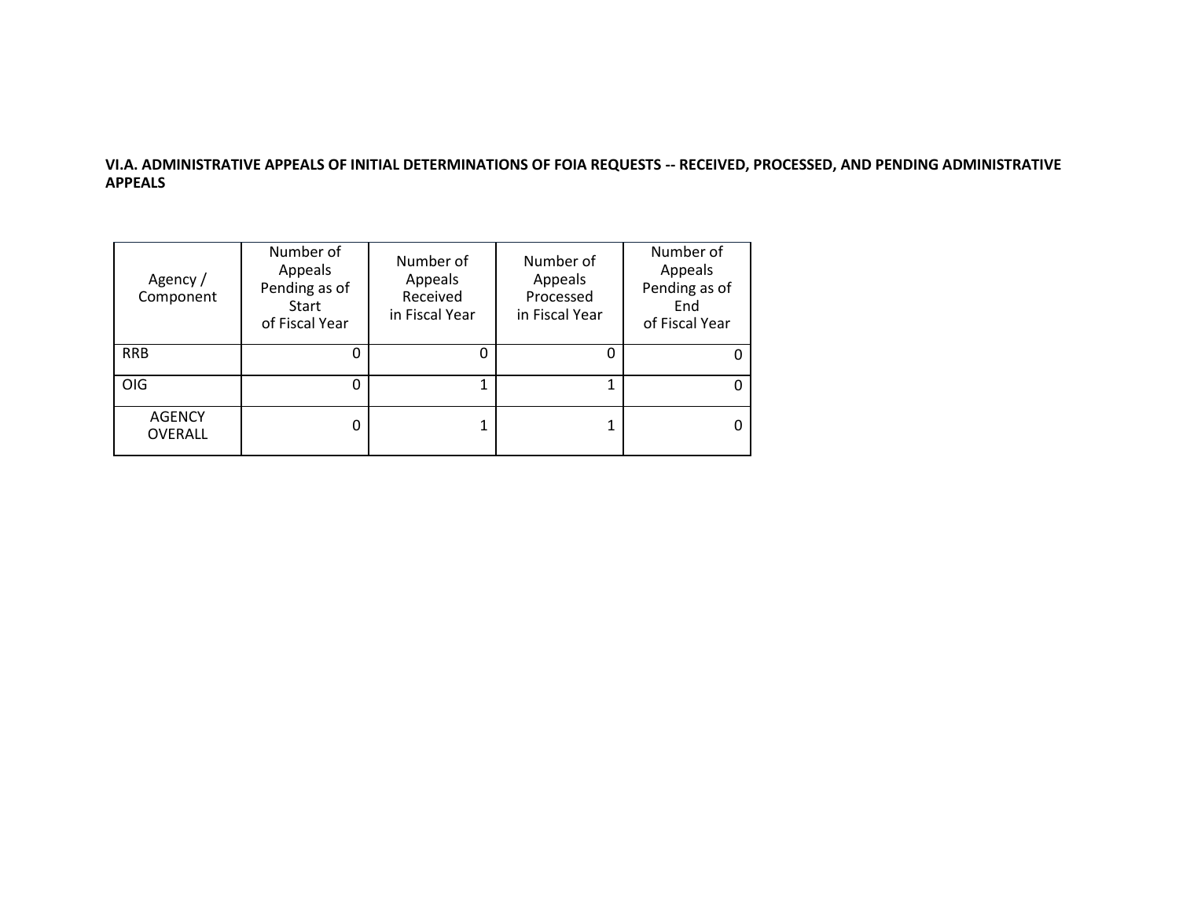**VI.A. ADMINISTRATIVE APPEALS OF INITIAL DETERMINATIONS OF FOIA REQUESTS -- RECEIVED, PROCESSED, AND PENDING ADMINISTRATIVE APPEALS**

| Agency / Component | Number of Appeals Pending as of Start of Fiscal Year | Number of Appeals Received in Fiscal Year | Number of Appeals Processed in Fiscal Year | Number of Appeals Pending as of End of Fiscal Year |
|---|---|---|---|---|
| RRB | 0 | 0 | 0 | 0 |
| OIG | 0 | 1 | 1 | 0 |
| AGENCY OVERALL | 0 | 1 | 1 | 0 |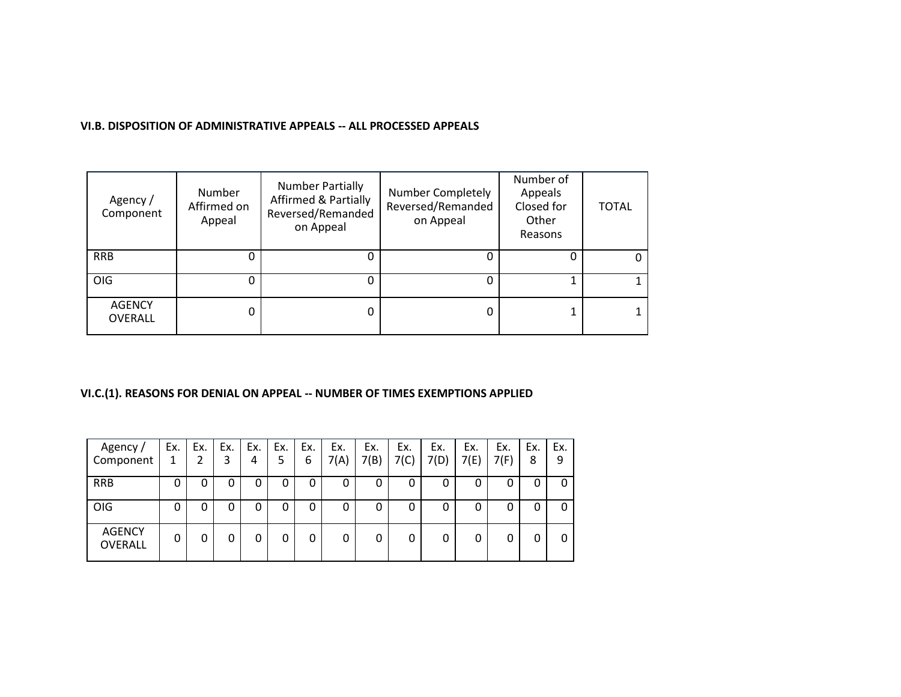### VI.B. DISPOSITION OF ADMINISTRATIVE APPEALS -- ALL PROCESSED APPEALS

| Agency / Component | Number Affirmed on Appeal | Number Partially Affirmed & Partially Reversed/Remanded on Appeal | Number Completely Reversed/Remanded on Appeal | Number of Appeals Closed for Other Reasons | TOTAL |
|---|---|---|---|---|---|
| RRB | 0 | 0 | 0 | 0 | 0 |
| OIG | 0 | 0 | 0 | 1 | 1 |
| AGENCY OVERALL | 0 | 0 | 0 | 1 | 1 |

### VI.C.(1). REASONS FOR DENIAL ON APPEAL -- NUMBER OF TIMES EXEMPTIONS APPLIED

| Agency / Component | Ex. 1 | Ex. 2 | Ex. 3 | Ex. 4 | Ex. 5 | Ex. 6 | Ex. 7(A) | Ex. 7(B) | Ex. 7(C) | Ex. 7(D) | Ex. 7(E) | Ex. 7(F) | Ex. 8 | Ex. 9 |
|---|---|---|---|---|---|---|---|---|---|---|---|---|---|---|
| RRB | 0 | 0 | 0 | 0 | 0 | 0 | 0 | 0 | 0 | 0 | 0 | 0 | 0 | 0 |
| OIG | 0 | 0 | 0 | 0 | 0 | 0 | 0 | 0 | 0 | 0 | 0 | 0 | 0 | 0 |
| AGENCY OVERALL | 0 | 0 | 0 | 0 | 0 | 0 | 0 | 0 | 0 | 0 | 0 | 0 | 0 | 0 |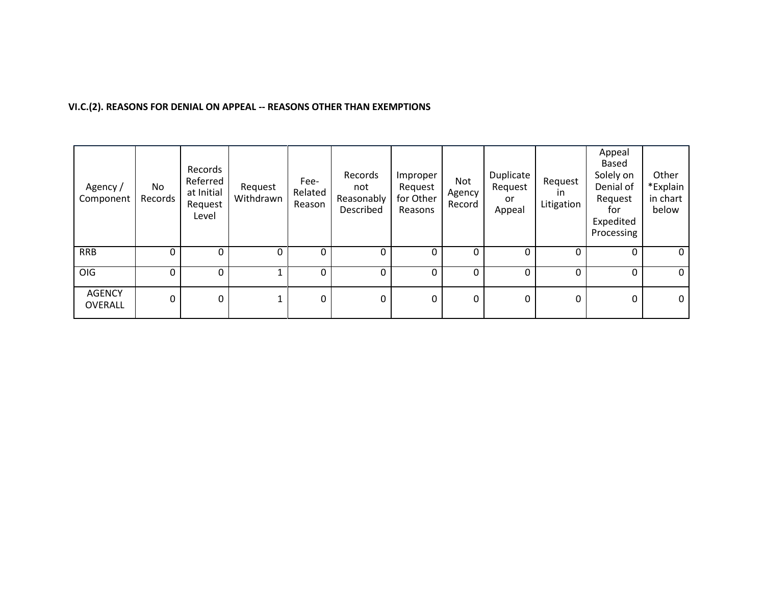**VI.C.(2). REASONS FOR DENIAL ON APPEAL -- REASONS OTHER THAN EXEMPTIONS**

| Agency / Component | No Records | Records Referred at Initial Request Level | Request Withdrawn | Fee-Related Reason | Records not Reasonably Described | Improper Request for Other Reasons | Not Agency Record | Duplicate Request or Appeal | Request in Litigation | Appeal Based Solely on Denial of Request for Expedited Processing | Other *Explain in chart below |
|---|---|---|---|---|---|---|---|---|---|---|---|
| RRB | 0 | 0 | 0 | 0 | 0 | 0 | 0 | 0 | 0 | 0 | 0 |
| OIG | 0 | 0 | 1 | 0 | 0 | 0 | 0 | 0 | 0 | 0 | 0 |
| AGENCY OVERALL | 0 | 0 | 1 | 0 | 0 | 0 | 0 | 0 | 0 | 0 | 0 |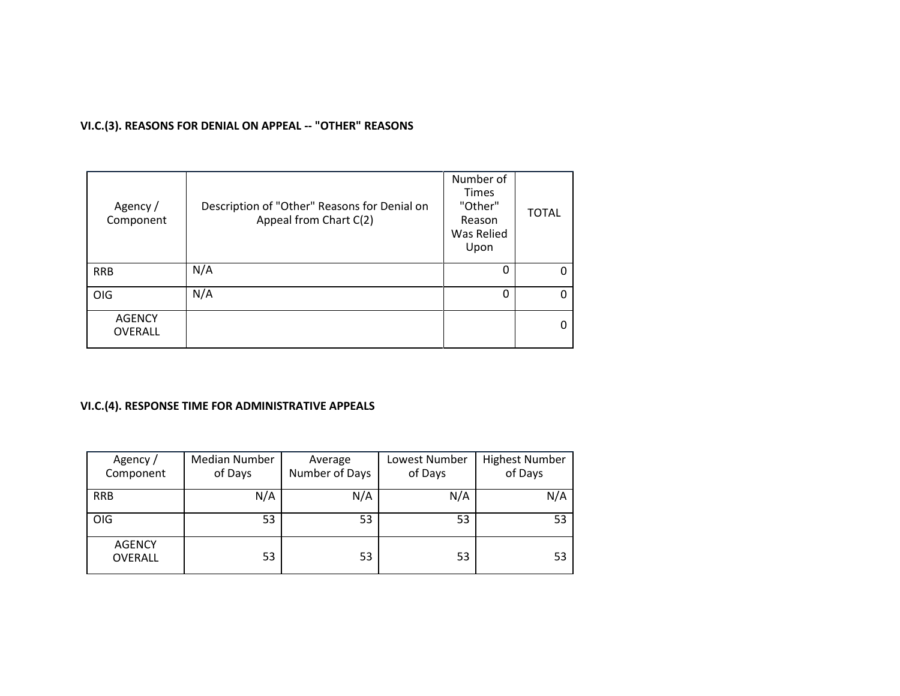### VI.C.(3). REASONS FOR DENIAL ON APPEAL -- "OTHER" REASONS

| Agency / Component | Description of "Other" Reasons for Denial on Appeal from Chart C(2) | Number of Times "Other" Reason Was Relied Upon | TOTAL |
|---|---|---|---|
| RRB | N/A | 0 | 0 |
| OIG | N/A | 0 | 0 |
| AGENCY OVERALL | | | 0 |

### VI.C.(4). RESPONSE TIME FOR ADMINISTRATIVE APPEALS

| Agency / Component | Median Number of Days | Average Number of Days | Lowest Number of Days | Highest Number of Days |
|---|---|---|---|---|
| RRB | N/A | N/A | N/A | N/A |
| OIG | 53 | 53 | 53 | 53 |
| AGENCY OVERALL | 53 | 53 | 53 | 53 |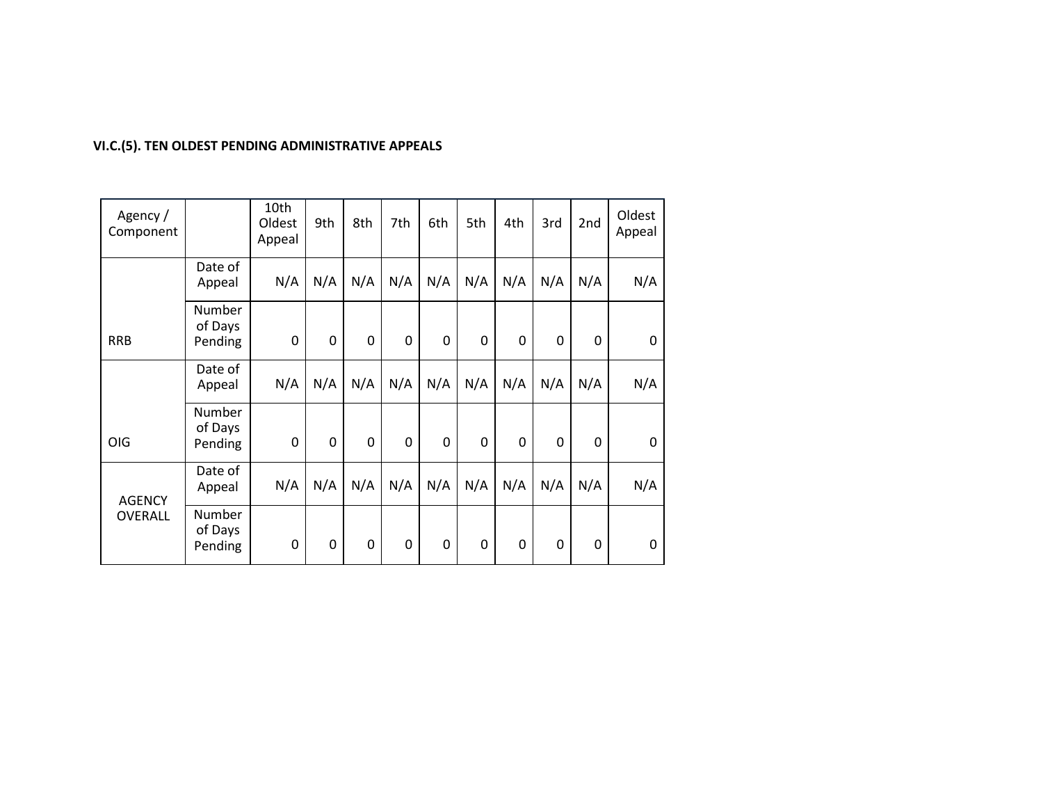### VI.C.(5). TEN OLDEST PENDING ADMINISTRATIVE APPEALS

| Agency / Component | | 10th Oldest Appeal | 9th | 8th | 7th | 6th | 5th | 4th | 3rd | 2nd | Oldest Appeal |
|---|---|---|---|---|---|---|---|---|---|---|---|
| RRB | Date of Appeal | N/A | N/A | N/A | N/A | N/A | N/A | N/A | N/A | N/A | N/A |
| | Number of Days Pending | 0 | 0 | 0 | 0 | 0 | 0 | 0 | 0 | 0 | 0 |
| OIG | Date of Appeal | N/A | N/A | N/A | N/A | N/A | N/A | N/A | N/A | N/A | N/A |
| | Number of Days Pending | 0 | 0 | 0 | 0 | 0 | 0 | 0 | 0 | 0 | 0 |
| AGENCY OVERALL | Date of Appeal | N/A | N/A | N/A | N/A | N/A | N/A | N/A | N/A | N/A | N/A |
| | Number of Days Pending | 0 | 0 | 0 | 0 | 0 | 0 | 0 | 0 | 0 | 0 |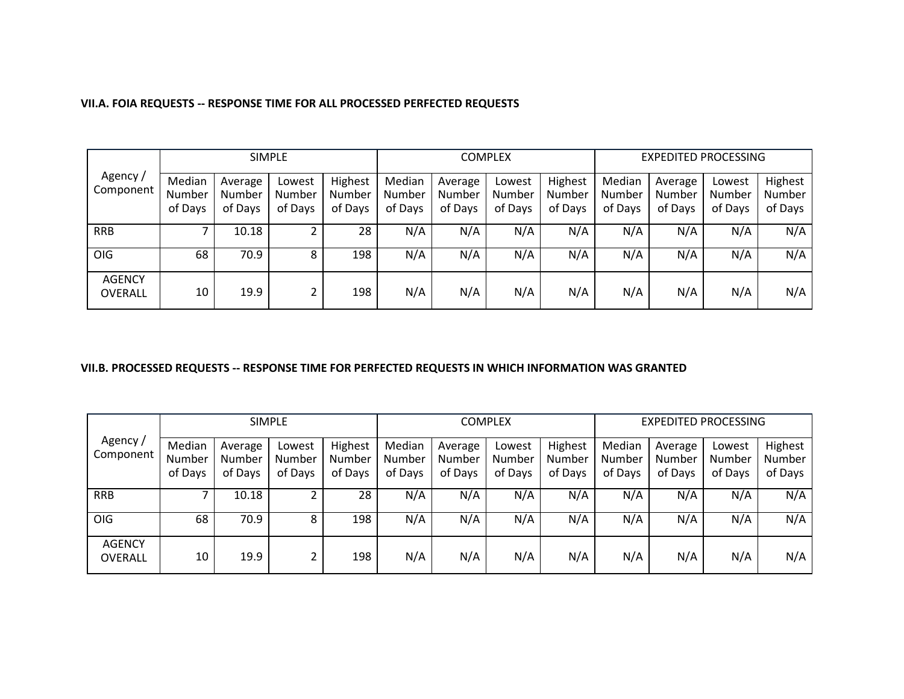**VII.A. FOIA REQUESTS -- RESPONSE TIME FOR ALL PROCESSED PERFECTED REQUESTS**

| Agency / Component | SIMPLE | | | | COMPLEX | | | | EXPEDITED PROCESSING | | | |
|---|---|---|---|---|---|---|---|---|---|---|---|---|
| | Median Number of Days | Average Number of Days | Lowest Number of Days | Highest Number of Days | Median Number of Days | Average Number of Days | Lowest Number of Days | Highest Number of Days | Median Number of Days | Average Number of Days | Lowest Number of Days | Highest Number of Days |
| RRB | 7 | 10.18 | 2 | 28 | N/A | N/A | N/A | N/A | N/A | N/A | N/A | N/A |
| OIG | 68 | 70.9 | 8 | 198 | N/A | N/A | N/A | N/A | N/A | N/A | N/A | N/A |
| AGENCY OVERALL | 10 | 19.9 | 2 | 198 | N/A | N/A | N/A | N/A | N/A | N/A | N/A | N/A |

**VII.B. PROCESSED REQUESTS -- RESPONSE TIME FOR PERFECTED REQUESTS IN WHICH INFORMATION WAS GRANTED**

| Agency / Component | SIMPLE | | | | COMPLEX | | | | EXPEDITED PROCESSING | | | |
|---|---|---|---|---|---|---|---|---|---|---|---|---|
| | Median Number of Days | Average Number of Days | Lowest Number of Days | Highest Number of Days | Median Number of Days | Average Number of Days | Lowest Number of Days | Highest Number of Days | Median Number of Days | Average Number of Days | Lowest Number of Days | Highest Number of Days |
| RRB | 7 | 10.18 | 2 | 28 | N/A | N/A | N/A | N/A | N/A | N/A | N/A | N/A |
| OIG | 68 | 70.9 | 8 | 198 | N/A | N/A | N/A | N/A | N/A | N/A | N/A | N/A |
| AGENCY OVERALL | 10 | 19.9 | 2 | 198 | N/A | N/A | N/A | N/A | N/A | N/A | N/A | N/A |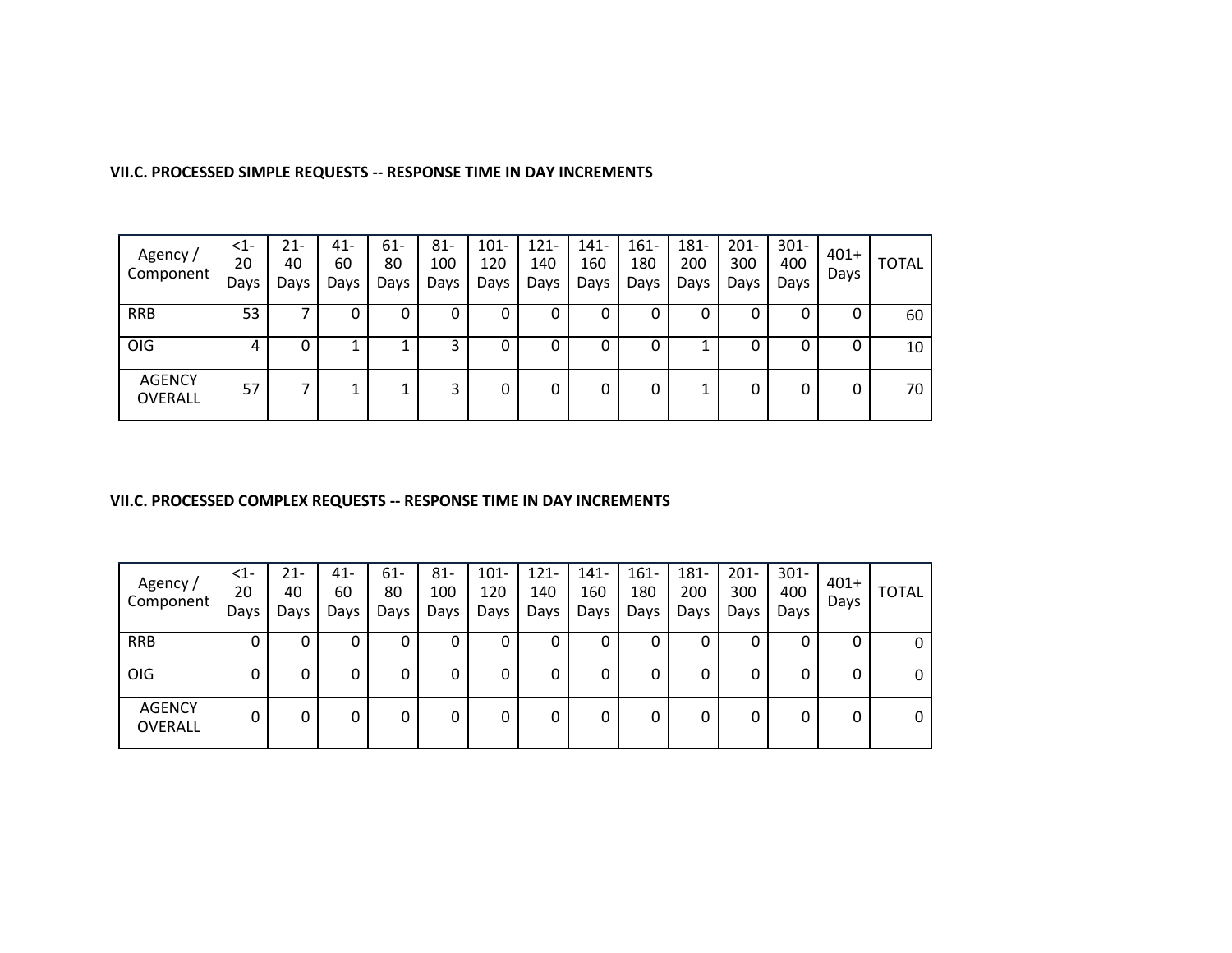**VII.C. PROCESSED SIMPLE REQUESTS -- RESPONSE TIME IN DAY INCREMENTS**

| Agency / Component | <1-20 Days | 21-40 Days | 41-60 Days | 61-80 Days | 81-100 Days | 101-120 Days | 121-140 Days | 141-160 Days | 161-180 Days | 181-200 Days | 201-300 Days | 301-400 Days | 401+ Days | TOTAL |
|---|---|---|---|---|---|---|---|---|---|---|---|---|---|---|
| RRB | 53 | 7 | 0 | 0 | 0 | 0 | 0 | 0 | 0 | 0 | 0 | 0 | 0 | 60 |
| OIG | 4 | 0 | 1 | 1 | 3 | 0 | 0 | 0 | 0 | 1 | 0 | 0 | 0 | 10 |
| AGENCY OVERALL | 57 | 7 | 1 | 1 | 3 | 0 | 0 | 0 | 0 | 1 | 0 | 0 | 0 | 70 |

**VII.C. PROCESSED COMPLEX REQUESTS -- RESPONSE TIME IN DAY INCREMENTS**

| Agency / Component | <1-20 Days | 21-40 Days | 41-60 Days | 61-80 Days | 81-100 Days | 101-120 Days | 121-140 Days | 141-160 Days | 161-180 Days | 181-200 Days | 201-300 Days | 301-400 Days | 401+ Days | TOTAL |
|---|---|---|---|---|---|---|---|---|---|---|---|---|---|---|
| RRB | 0 | 0 | 0 | 0 | 0 | 0 | 0 | 0 | 0 | 0 | 0 | 0 | 0 | 0 |
| OIG | 0 | 0 | 0 | 0 | 0 | 0 | 0 | 0 | 0 | 0 | 0 | 0 | 0 | 0 |
| AGENCY OVERALL | 0 | 0 | 0 | 0 | 0 | 0 | 0 | 0 | 0 | 0 | 0 | 0 | 0 | 0 |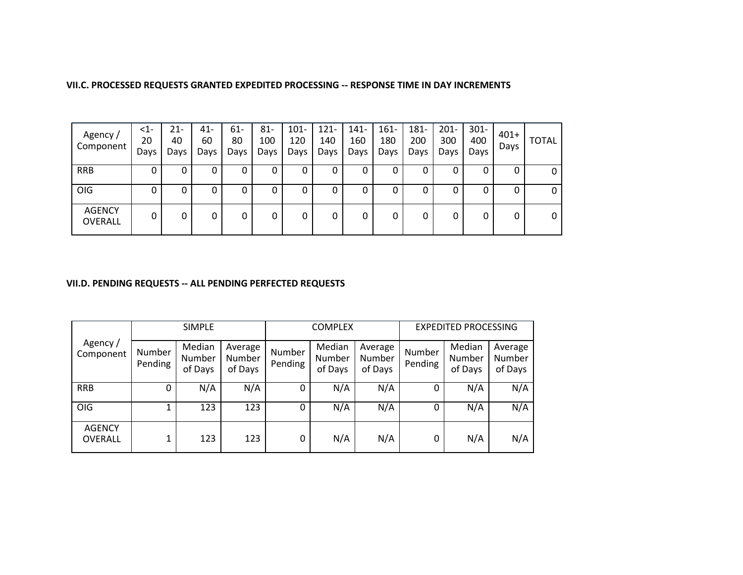**VII.C. PROCESSED REQUESTS GRANTED EXPEDITED PROCESSING -- RESPONSE TIME IN DAY INCREMENTS**

| Agency / Component | <1-20 Days | 21-40 Days | 41-60 Days | 61-80 Days | 81-100 Days | 101-120 Days | 121-140 Days | 141-160 Days | 161-180 Days | 181-200 Days | 201-300 Days | 301-400 Days | 401+ Days | TOTAL |
|---|---|---|---|---|---|---|---|---|---|---|---|---|---|---|
| RRB | 0 | 0 | 0 | 0 | 0 | 0 | 0 | 0 | 0 | 0 | 0 | 0 | 0 | 0 |
| OIG | 0 | 0 | 0 | 0 | 0 | 0 | 0 | 0 | 0 | 0 | 0 | 0 | 0 | 0 |
| AGENCY OVERALL | 0 | 0 | 0 | 0 | 0 | 0 | 0 | 0 | 0 | 0 | 0 | 0 | 0 | 0 |

**VII.D. PENDING REQUESTS -- ALL PENDING PERFECTED REQUESTS**

| Agency / Component | SIMPLE | | | COMPLEX | | | EXPEDITED PROCESSING | | |
|---|---|---|---|---|---|---|---|---|---|
| | Number Pending | Median Number of Days | Average Number of Days | Number Pending | Median Number of Days | Average Number of Days | Number Pending | Median Number of Days | Average Number of Days |
| RRB | 0 | N/A | N/A | 0 | N/A | N/A | 0 | N/A | N/A |
| OIG | 1 | 123 | 123 | 0 | N/A | N/A | 0 | N/A | N/A |
| AGENCY OVERALL | 1 | 123 | 123 | 0 | N/A | N/A | 0 | N/A | N/A |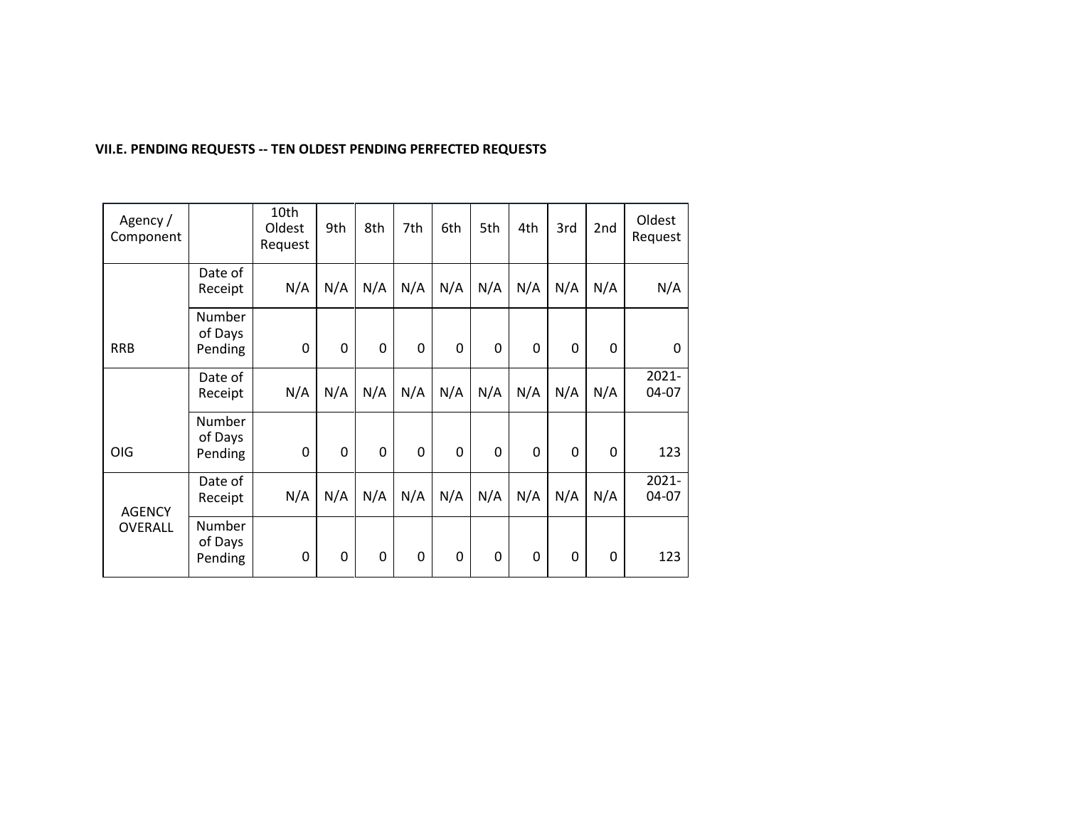**VII.E. PENDING REQUESTS -- TEN OLDEST PENDING PERFECTED REQUESTS**

| Agency / Component | | 10th Oldest Request | 9th | 8th | 7th | 6th | 5th | 4th | 3rd | 2nd | Oldest Request |
|---|---|---|---|---|---|---|---|---|---|---|---|
| RRB | Date of Receipt | N/A | N/A | N/A | N/A | N/A | N/A | N/A | N/A | N/A | N/A |
| | Number of Days Pending | 0 | 0 | 0 | 0 | 0 | 0 | 0 | 0 | 0 | 0 |
| OIG | Date of Receipt | N/A | N/A | N/A | N/A | N/A | N/A | N/A | N/A | N/A | 2021-04-07 |
| | Number of Days Pending | 0 | 0 | 0 | 0 | 0 | 0 | 0 | 0 | 0 | 123 |
| AGENCY OVERALL | Date of Receipt | N/A | N/A | N/A | N/A | N/A | N/A | N/A | N/A | N/A | 2021-04-07 |
| | Number of Days Pending | 0 | 0 | 0 | 0 | 0 | 0 | 0 | 0 | 0 | 123 |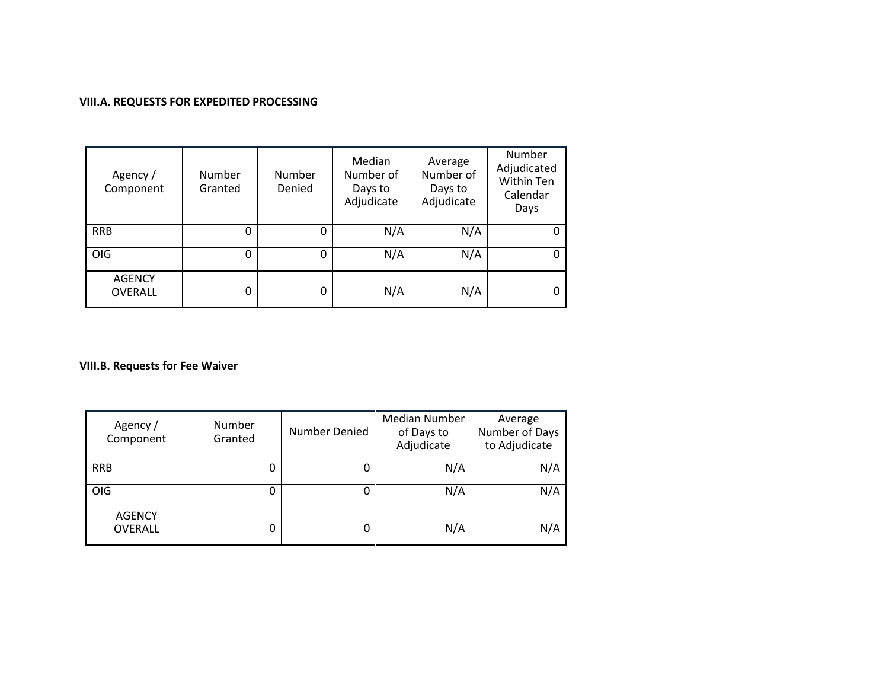### VIII.A. REQUESTS FOR EXPEDITED PROCESSING

| Agency / Component | Number Granted | Number Denied | Median Number of Days to Adjudicate | Average Number of Days to Adjudicate | Number Adjudicated Within Ten Calendar Days |
|---|---|---|---|---|---|
| RRB | 0 | 0 | N/A | N/A | 0 |
| OIG | 0 | 0 | N/A | N/A | 0 |
| AGENCY OVERALL | 0 | 0 | N/A | N/A | 0 |

### VIII.B. Requests for Fee Waiver

| Agency / Component | Number Granted | Number Denied | Median Number of Days to Adjudicate | Average Number of Days to Adjudicate |
|---|---|---|---|---|
| RRB | 0 | 0 | N/A | N/A |
| OIG | 0 | 0 | N/A | N/A |
| AGENCY OVERALL | 0 | 0 | N/A | N/A |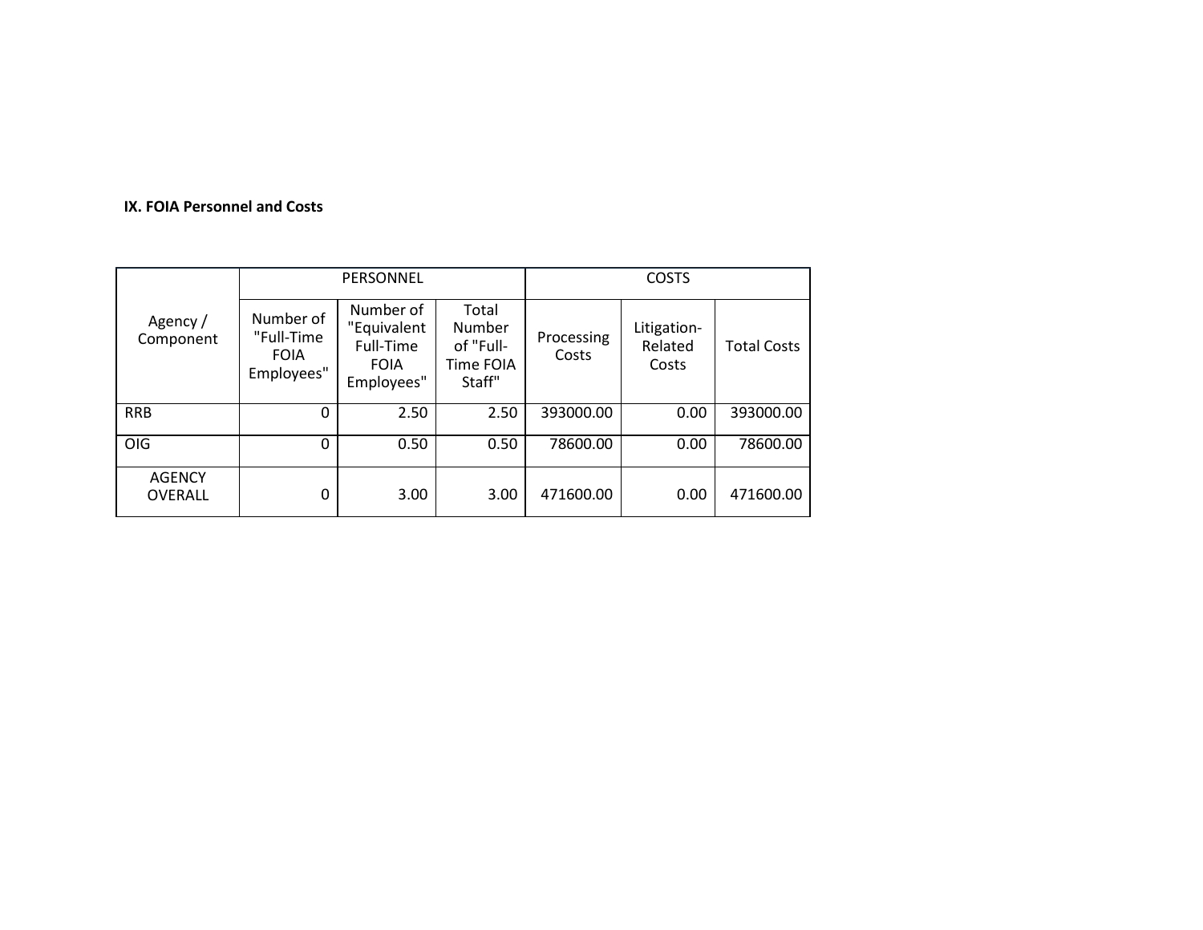**IX. FOIA Personnel and Costs**

| Agency / Component | PERSONNEL | | | COSTS | | |
|---|---|---|---|---|---|---|
| | Number of "Full-Time FOIA Employees" | Number of "Equivalent Full-Time FOIA Employees" | Total Number of "Full-Time FOIA Staff" | Processing Costs | Litigation-Related Costs | Total Costs |
| RRB | 0 | 2.50 | 2.50 | 393000.00 | 0.00 | 393000.00 |
| OIG | 0 | 0.50 | 0.50 | 78600.00 | 0.00 | 78600.00 |
| AGENCY OVERALL | 0 | 3.00 | 3.00 | 471600.00 | 0.00 | 471600.00 |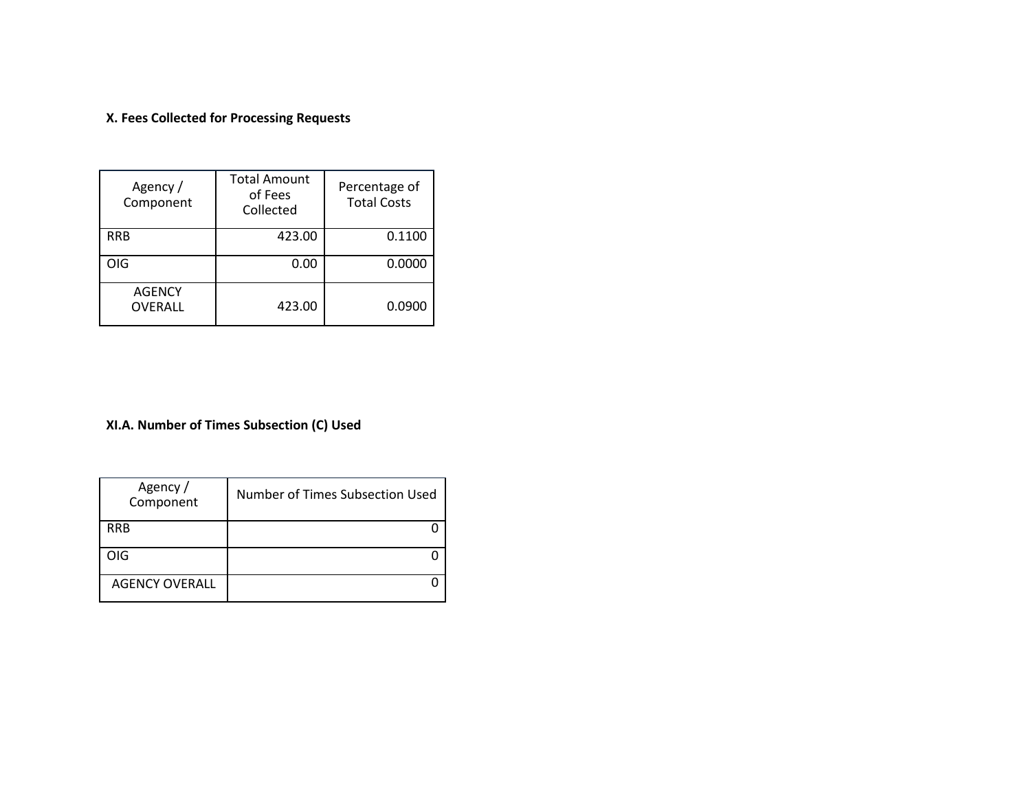### X. Fees Collected for Processing Requests

| Agency / Component | Total Amount of Fees Collected | Percentage of Total Costs |
|---|---|---|
| RRB | 423.00 | 0.1100 |
| OIG | 0.00 | 0.0000 |
| AGENCY OVERALL | 423.00 | 0.0900 |

### XI.A. Number of Times Subsection (C) Used

| Agency / Component | Number of Times Subsection Used |
|---|---|
| RRB | 0 |
| OIG | 0 |
| AGENCY OVERALL | 0 |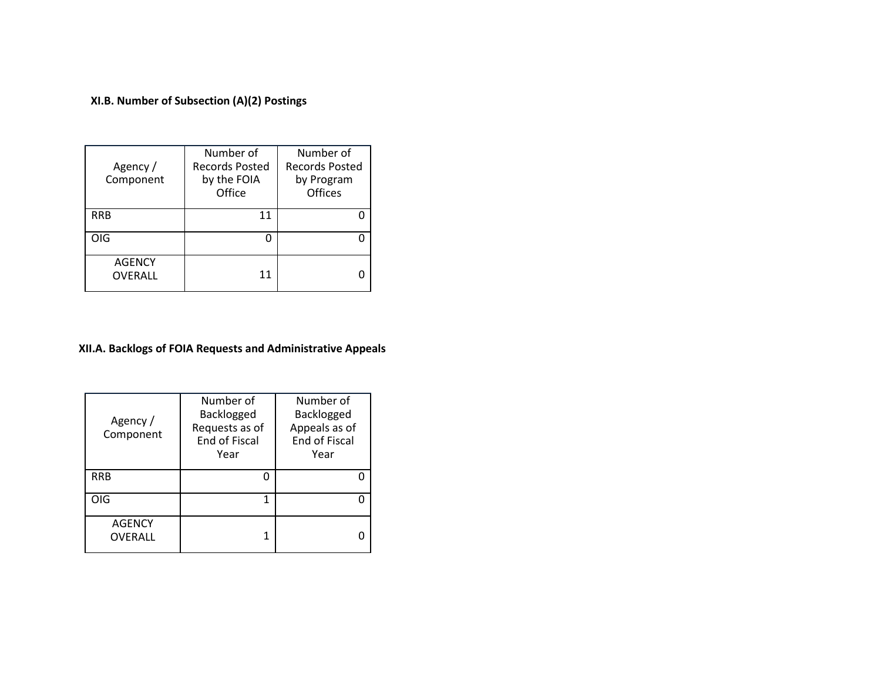### XI.B. Number of Subsection (A)(2) Postings

| Agency / Component | Number of Records Posted by the FOIA Office | Number of Records Posted by Program Offices |
|---|---|---|
| RRB | 11 | 0 |
| OIG | 0 | 0 |
| AGENCY OVERALL | 11 | 0 |

### XII.A. Backlogs of FOIA Requests and Administrative Appeals

| Agency / Component | Number of Backlogged Requests as of End of Fiscal Year | Number of Backlogged Appeals as of End of Fiscal Year |
|---|---|---|
| RRB | 0 | 0 |
| OIG | 1 | 0 |
| AGENCY OVERALL | 1 | 0 |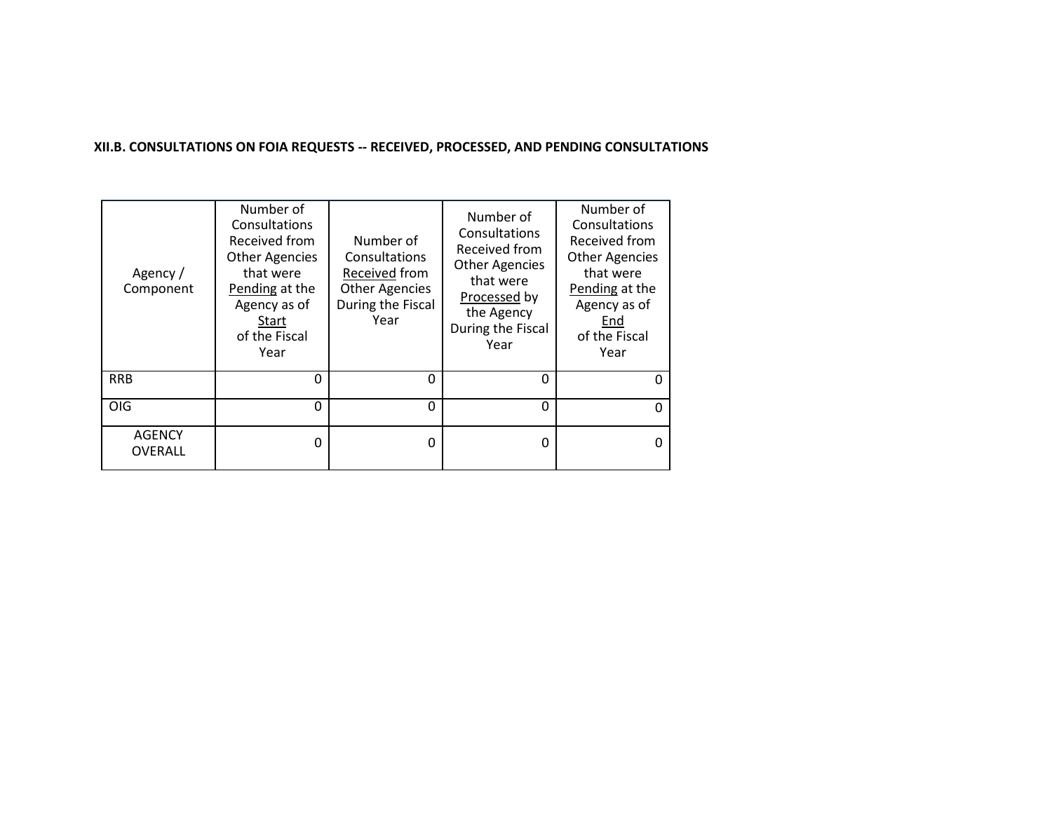### XII.B. CONSULTATIONS ON FOIA REQUESTS -- RECEIVED, PROCESSED, AND PENDING CONSULTATIONS

| Agency / Component | Number of Consultations Received from Other Agencies that were Pending at the Agency as of Start of the Fiscal Year | Number of Consultations Received from Other Agencies During the Fiscal Year | Number of Consultations Received from Other Agencies that were Processed by the Agency During the Fiscal Year | Number of Consultations Received from Other Agencies that were Pending at the Agency as of End of the Fiscal Year |
|---|---|---|---|---|
| RRB | 0 | 0 | 0 | 0 |
| OIG | 0 | 0 | 0 | 0 |
| AGENCY OVERALL | 0 | 0 | 0 | 0 |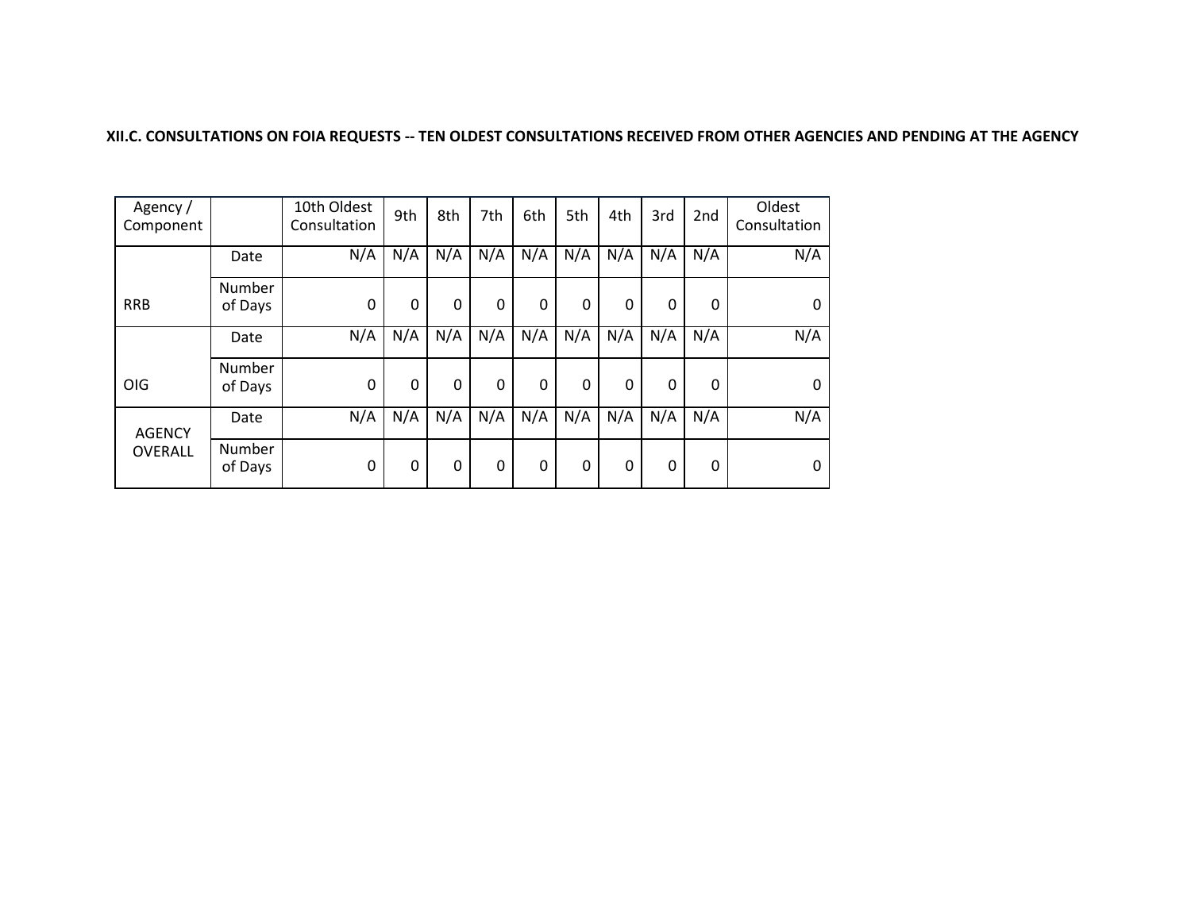**XII.C. CONSULTATIONS ON FOIA REQUESTS -- TEN OLDEST CONSULTATIONS RECEIVED FROM OTHER AGENCIES AND PENDING AT THE AGENCY**

| Agency / Component | | 10th Oldest Consultation | 9th | 8th | 7th | 6th | 5th | 4th | 3rd | 2nd | Oldest Consultation |
|---|---|---|---|---|---|---|---|---|---|---|---|
| RRB | Date | N/A | N/A | N/A | N/A | N/A | N/A | N/A | N/A | N/A | N/A |
| | Number of Days | 0 | 0 | 0 | 0 | 0 | 0 | 0 | 0 | 0 | 0 |
| OIG | Date | N/A | N/A | N/A | N/A | N/A | N/A | N/A | N/A | N/A | N/A |
| | Number of Days | 0 | 0 | 0 | 0 | 0 | 0 | 0 | 0 | 0 | 0 |
| AGENCY OVERALL | Date | N/A | N/A | N/A | N/A | N/A | N/A | N/A | N/A | N/A | N/A |
| | Number of Days | 0 | 0 | 0 | 0 | 0 | 0 | 0 | 0 | 0 | 0 |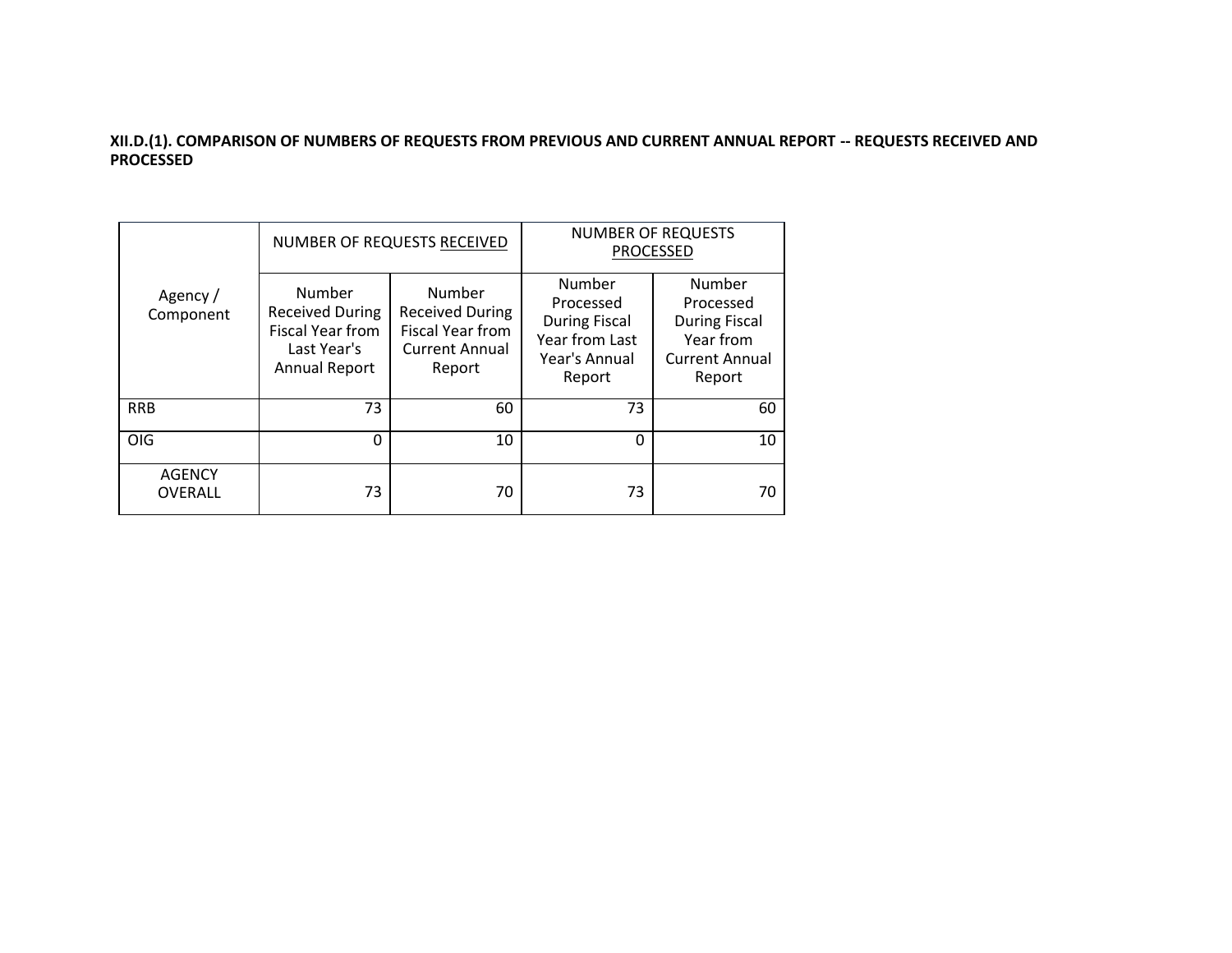**XII.D.(1). COMPARISON OF NUMBERS OF REQUESTS FROM PREVIOUS AND CURRENT ANNUAL REPORT -- REQUESTS RECEIVED AND PROCESSED**

| Agency / Component | NUMBER OF REQUESTS RECEIVED | | NUMBER OF REQUESTS PROCESSED | |
|---|---|---|---|---|
| | Number Received During Fiscal Year from Last Year's Annual Report | Number Received During Fiscal Year from Current Annual Report | Number Processed During Fiscal Year from Last Year's Annual Report | Number Processed During Fiscal Year from Current Annual Report |
| RRB | 73 | 60 | 73 | 60 |
| OIG | 0 | 10 | 0 | 10 |
| AGENCY OVERALL | 73 | 70 | 73 | 70 |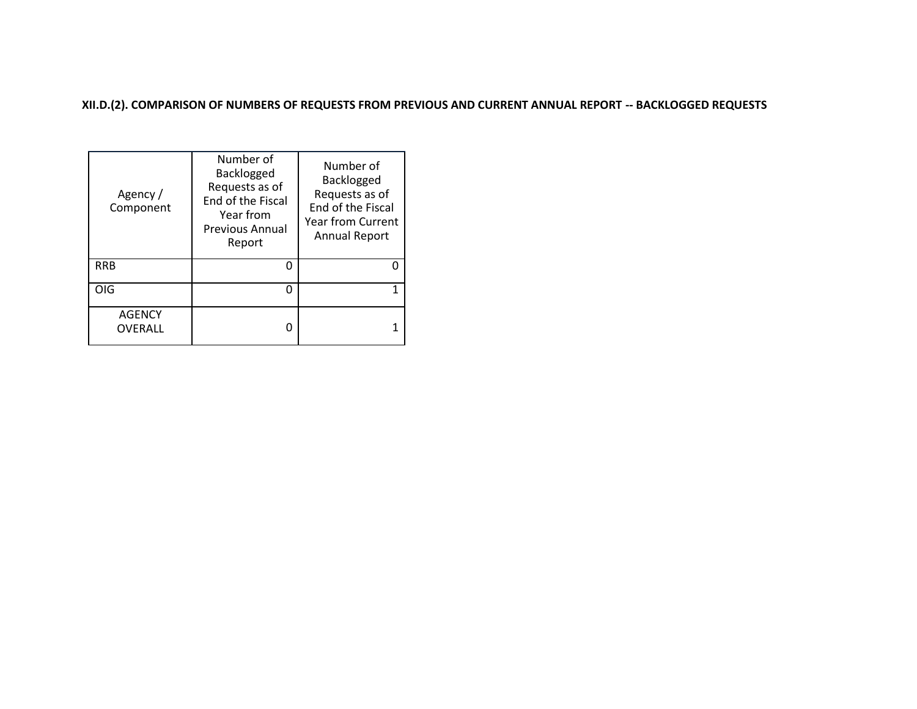**XII.D.(2). COMPARISON OF NUMBERS OF REQUESTS FROM PREVIOUS AND CURRENT ANNUAL REPORT -- BACKLOGGED REQUESTS**

| Agency / Component | Number of Backlogged Requests as of End of the Fiscal Year from Previous Annual Report | Number of Backlogged Requests as of End of the Fiscal Year from Current Annual Report |
|---|---|---|
| RRB | 0 | 0 |
| OIG | 0 | 1 |
| AGENCY OVERALL | 0 | 1 |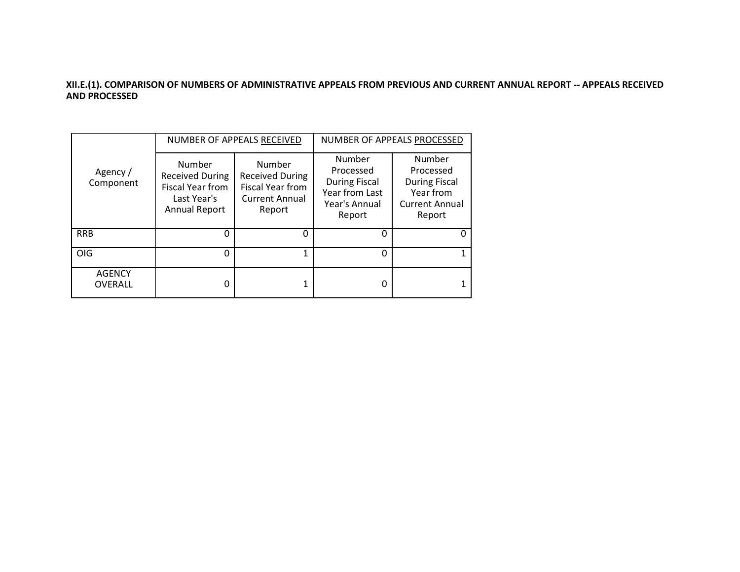**XII.E.(1). COMPARISON OF NUMBERS OF ADMINISTRATIVE APPEALS FROM PREVIOUS AND CURRENT ANNUAL REPORT -- APPEALS RECEIVED AND PROCESSED**

| Agency / Component | NUMBER OF APPEALS RECEIVED | | NUMBER OF APPEALS PROCESSED | |
|---|---|---|---|---|
| | Number Received During Fiscal Year from Last Year's Annual Report | Number Received During Fiscal Year from Current Annual Report | Number Processed During Fiscal Year from Last Year's Annual Report | Number Processed During Fiscal Year from Current Annual Report |
| RRB | 0 | 0 | 0 | 0 |
| OIG | 0 | 1 | 0 | 1 |
| AGENCY OVERALL | 0 | 1 | 0 | 1 |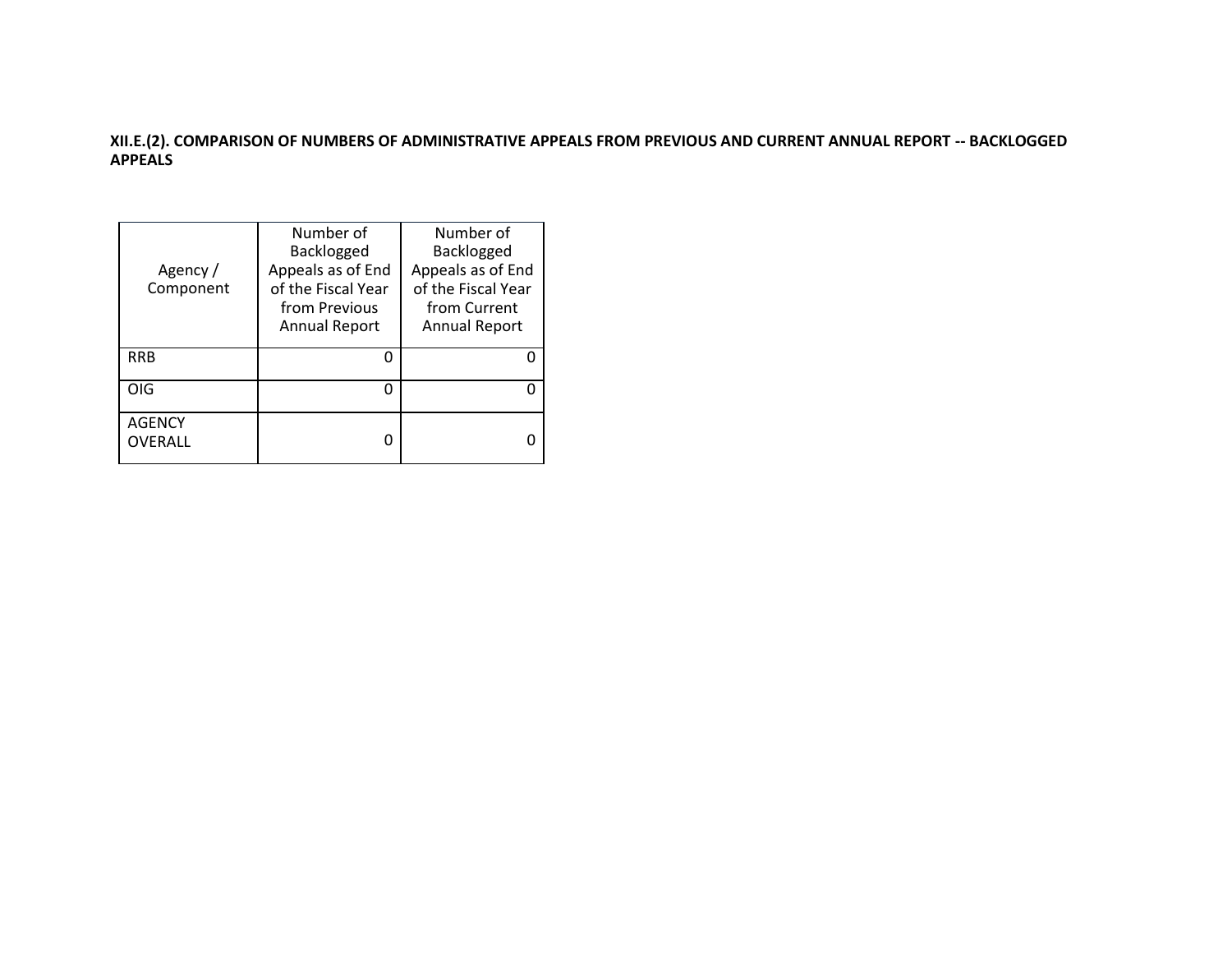### XII.E.(2). COMPARISON OF NUMBERS OF ADMINISTRATIVE APPEALS FROM PREVIOUS AND CURRENT ANNUAL REPORT -- BACKLOGGED APPEALS

| Agency / Component | Number of Backlogged Appeals as of End of the Fiscal Year from Previous Annual Report | Number of Backlogged Appeals as of End of the Fiscal Year from Current Annual Report |
|---|---|---|
| RRB | 0 | 0 |
| OIG | 0 | 0 |
| AGENCY OVERALL | 0 | 0 |